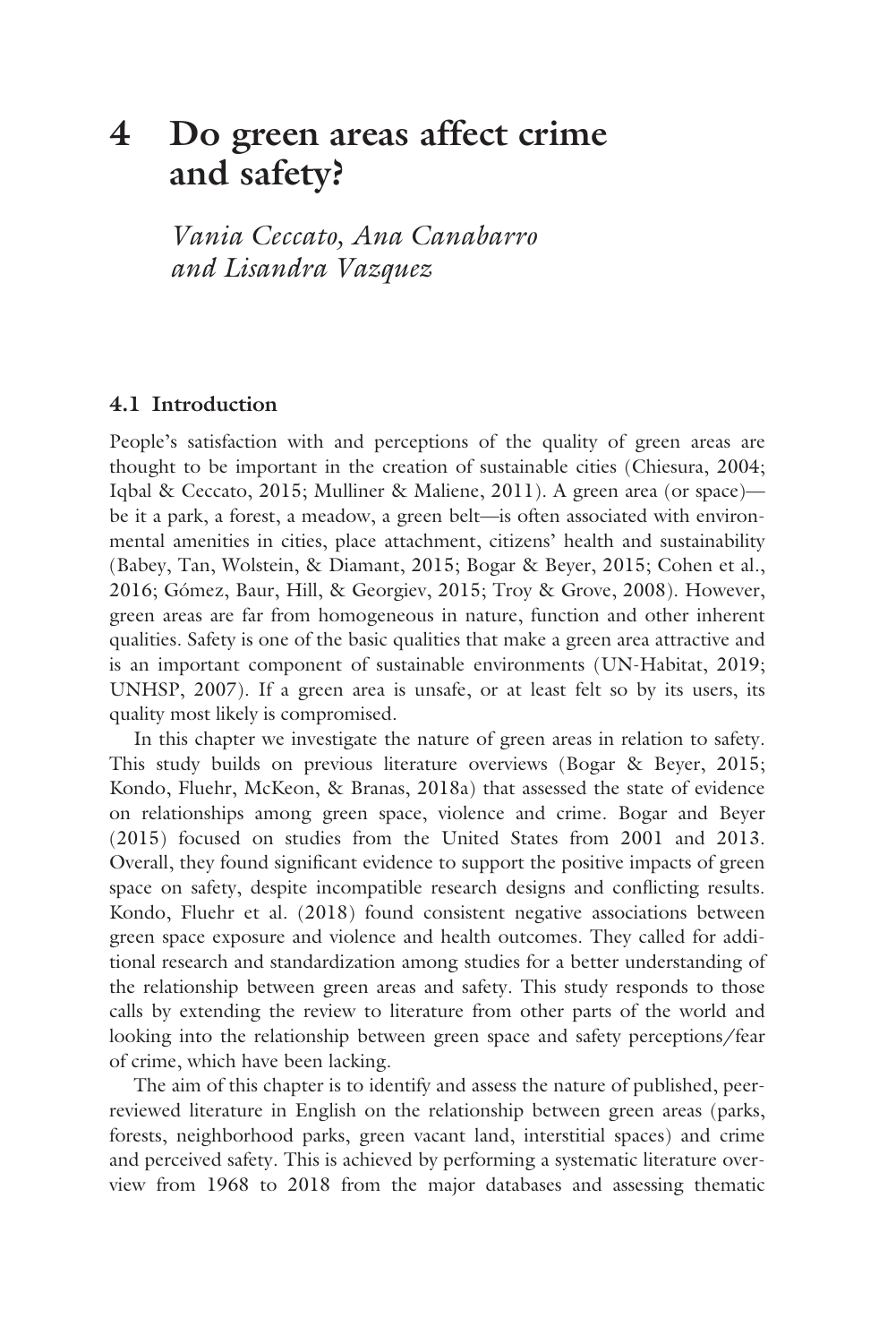# 4 Do green areas affect crime and safety?

*Vania Ceccato, Ana Canabarro and Lisandra Vazquez*

## 4.1 Introduction

People's satisfaction with and perceptions of the quality of green areas are thought to be important in the creation of sustainable cities (Chiesura, 2004; Iqbal & Ceccato, 2015; Mulliner & Maliene, 2011). A green area (or space)—be it a park, a forest, a meadow, a green belt—is often associated with environmental amenities in cities, place attachment, citizens' health and sustainability (Babey, Tan, Wolstein, & Diamant, 2015; Bogar & Beyer, 2015; Cohen et al., 2016; Gómez, Baur, Hill, & Georgiev, 2015; Troy & Grove, 2008). However, green areas are far from homogeneous in nature, function and other inherent qualities. Safety is one of the basic qualities that make a green area attractive and is an important component of sustainable environments (UN-Habitat, 2019; UNHSP, 2007). If a green area is unsafe, or at least felt so by its users, its quality most likely is compromised.

In this chapter we investigate the nature of green areas in relation to safety. This study builds on previous literature overviews (Bogar & Beyer, 2015; Kondo, Fluehr, McKeon, & Branas, 2018a) that assessed the state of evidence on relationships among green space, violence and crime. Bogar and Beyer (2015) focused on studies from the United States from 2001 and 2013. Overall, they found significant evidence to support the positive impacts of green space on safety, despite incompatible research designs and conflicting results. Kondo, Fluehr et al. (2018) found consistent negative associations between green space exposure and violence and health outcomes. They called for additional research and standardization among studies for a better understanding of the relationship between green areas and safety. This study responds to those calls by extending the review to literature from other parts of the world and looking into the relationship between green space and safety perceptions/fear of crime, which have been lacking.

The aim of this chapter is to identify and assess the nature of published, peer-reviewed literature in English on the relationship between green areas (parks, forests, neighborhood parks, green vacant land, interstitial spaces) and crime and perceived safety. This is achieved by performing a systematic literature overview from 1968 to 2018 from the major databases and assessing thematic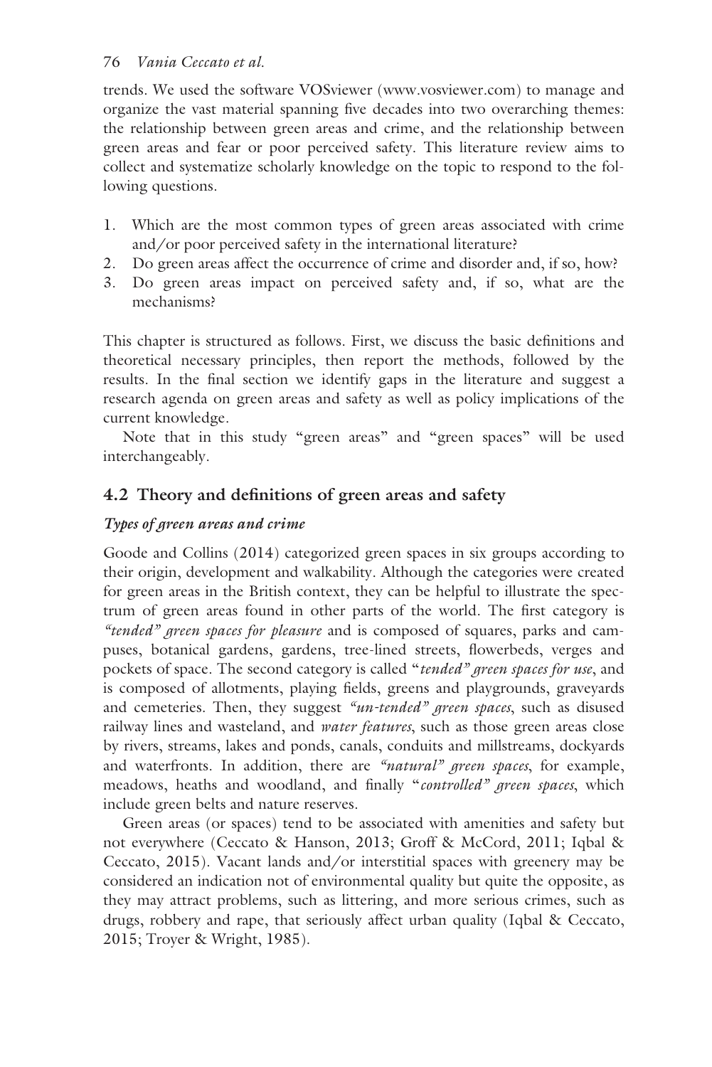trends. We used the software VOSviewer (www.vosviewer.com) to manage and organize the vast material spanning five decades into two overarching themes: the relationship between green areas and crime, and the relationship between green areas and fear or poor perceived safety. This literature review aims to collect and systematize scholarly knowledge on the topic to respond to the following questions.

1. Which are the most common types of green areas associated with crime and/or poor perceived safety in the international literature?
2. Do green areas affect the occurrence of crime and disorder and, if so, how?
3. Do green areas impact on perceived safety and, if so, what are the mechanisms?

This chapter is structured as follows. First, we discuss the basic definitions and theoretical necessary principles, then report the methods, followed by the results. In the final section we identify gaps in the literature and suggest a research agenda on green areas and safety as well as policy implications of the current knowledge.

Note that in this study "green areas" and "green spaces" will be used interchangeably.

## 4.2 Theory and definitions of green areas and safety

### *Types of green areas and crime*

Goode and Collins (2014) categorized green spaces in six groups according to their origin, development and walkability. Although the categories were created for green areas in the British context, they can be helpful to illustrate the spectrum of green areas found in other parts of the world. The first category is *"tended" green spaces for pleasure* and is composed of squares, parks and campuses, botanical gardens, gardens, tree-lined streets, flowerbeds, verges and pockets of space. The second category is called "*tended" green spaces for use*, and is composed of allotments, playing fields, greens and playgrounds, graveyards and cemeteries. Then, they suggest *"un-tended" green spaces*, such as disused railway lines and wasteland, and *water features*, such as those green areas close by rivers, streams, lakes and ponds, canals, conduits and millstreams, dockyards and waterfronts. In addition, there are *"natural" green spaces*, for example, meadows, heaths and woodland, and finally "*controlled" green spaces*, which include green belts and nature reserves.

Green areas (or spaces) tend to be associated with amenities and safety but not everywhere (Ceccato & Hanson, 2013; Groff & McCord, 2011; Iqbal & Ceccato, 2015). Vacant lands and/or interstitial spaces with greenery may be considered an indication not of environmental quality but quite the opposite, as they may attract problems, such as littering, and more serious crimes, such as drugs, robbery and rape, that seriously affect urban quality (Iqbal & Ceccato, 2015; Troyer & Wright, 1985).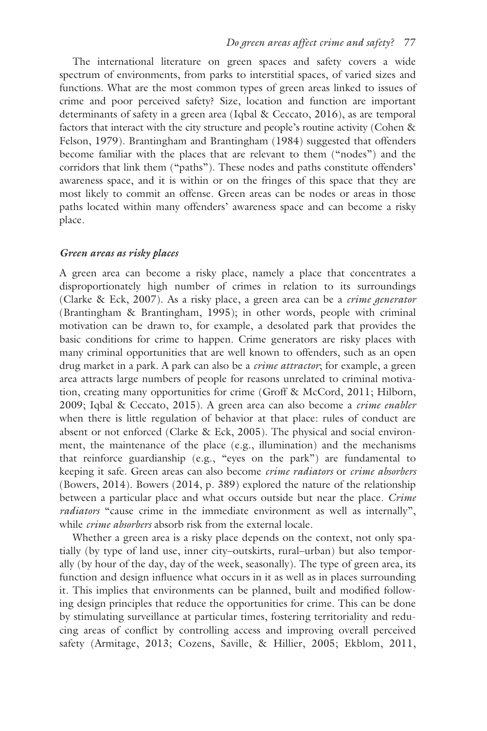The international literature on green spaces and safety covers a wide spectrum of environments, from parks to interstitial spaces, of varied sizes and functions. What are the most common types of green areas linked to issues of crime and poor perceived safety? Size, location and function are important determinants of safety in a green area (Iqbal & Ceccato, 2016), as are temporal factors that interact with the city structure and people's routine activity (Cohen & Felson, 1979). Brantingham and Brantingham (1984) suggested that offenders become familiar with the places that are relevant to them ("nodes") and the corridors that link them ("paths"). These nodes and paths constitute offenders' awareness space, and it is within or on the fringes of this space that they are most likely to commit an offense. Green areas can be nodes or areas in those paths located within many offenders' awareness space and can become a risky place.

### *Green areas as risky places*

A green area can become a risky place, namely a place that concentrates a disproportionately high number of crimes in relation to its surroundings (Clarke & Eck, 2007). As a risky place, a green area can be a *crime generator* (Brantingham & Brantingham, 1995); in other words, people with criminal motivation can be drawn to, for example, a desolated park that provides the basic conditions for crime to happen. Crime generators are risky places with many criminal opportunities that are well known to offenders, such as an open drug market in a park. A park can also be a *crime attractor*; for example, a green area attracts large numbers of people for reasons unrelated to criminal motivation, creating many opportunities for crime (Groff & McCord, 2011; Hilborn, 2009; Iqbal & Ceccato, 2015). A green area can also become a *crime enabler* when there is little regulation of behavior at that place: rules of conduct are absent or not enforced (Clarke & Eck, 2005). The physical and social environment, the maintenance of the place (e.g., illumination) and the mechanisms that reinforce guardianship (e.g., "eyes on the park") are fundamental to keeping it safe. Green areas can also become *crime radiators* or *crime absorbers* (Bowers, 2014). Bowers (2014, p. 389) explored the nature of the relationship between a particular place and what occurs outside but near the place. *Crime radiators* "cause crime in the immediate environment as well as internally", while *crime absorbers* absorb risk from the external locale.

Whether a green area is a risky place depends on the context, not only spatially (by type of land use, inner city–outskirts, rural–urban) but also temporally (by hour of the day, day of the week, seasonally). The type of green area, its function and design influence what occurs in it as well as in places surrounding it. This implies that environments can be planned, built and modified following design principles that reduce the opportunities for crime. This can be done by stimulating surveillance at particular times, fostering territoriality and reducing areas of conflict by controlling access and improving overall perceived safety (Armitage, 2013; Cozens, Saville, & Hillier, 2005; Ekblom, 2011,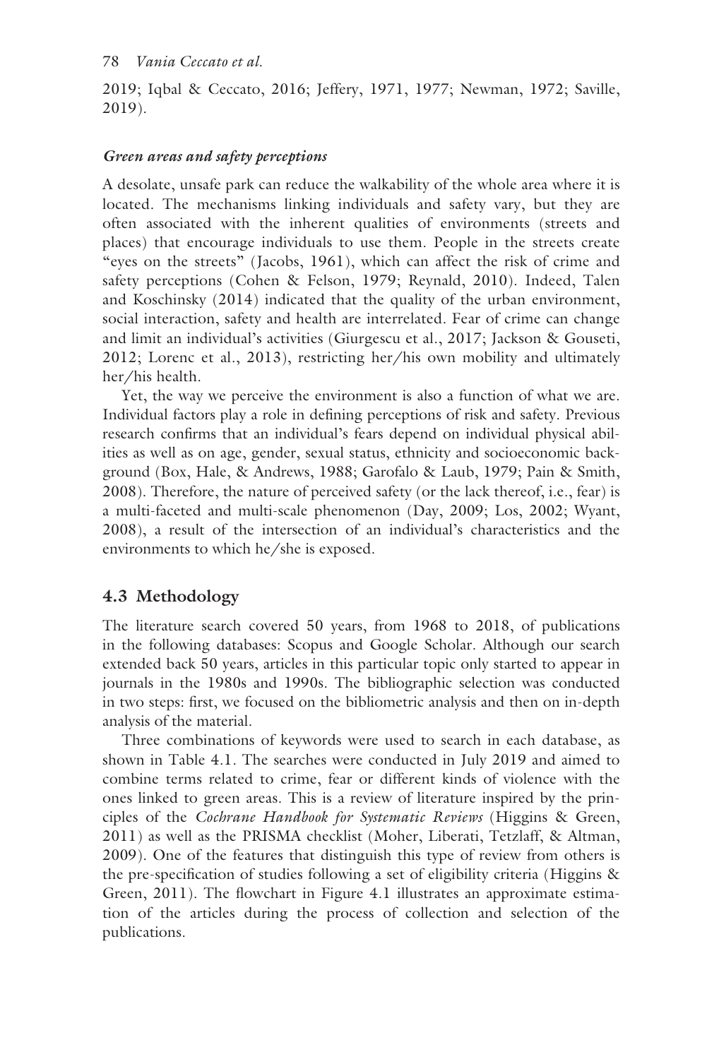2019; Iqbal & Ceccato, 2016; Jeffery, 1971, 1977; Newman, 1972; Saville, 2019).

### *Green areas and safety perceptions*

A desolate, unsafe park can reduce the walkability of the whole area where it is located. The mechanisms linking individuals and safety vary, but they are often associated with the inherent qualities of environments (streets and places) that encourage individuals to use them. People in the streets create "eyes on the streets" (Jacobs, 1961), which can affect the risk of crime and safety perceptions (Cohen & Felson, 1979; Reynald, 2010). Indeed, Talen and Koschinsky (2014) indicated that the quality of the urban environment, social interaction, safety and health are interrelated. Fear of crime can change and limit an individual's activities (Giurgescu et al., 2017; Jackson & Gouseti, 2012; Lorenc et al., 2013), restricting her/his own mobility and ultimately her/his health.

Yet, the way we perceive the environment is also a function of what we are. Individual factors play a role in defining perceptions of risk and safety. Previous research confirms that an individual's fears depend on individual physical abilities as well as on age, gender, sexual status, ethnicity and socioeconomic background (Box, Hale, & Andrews, 1988; Garofalo & Laub, 1979; Pain & Smith, 2008). Therefore, the nature of perceived safety (or the lack thereof, i.e., fear) is a multi-faceted and multi-scale phenomenon (Day, 2009; Los, 2002; Wyant, 2008), a result of the intersection of an individual's characteristics and the environments to which he/she is exposed.

## 4.3 Methodology

The literature search covered 50 years, from 1968 to 2018, of publications in the following databases: Scopus and Google Scholar. Although our search extended back 50 years, articles in this particular topic only started to appear in journals in the 1980s and 1990s. The bibliographic selection was conducted in two steps: first, we focused on the bibliometric analysis and then on in-depth analysis of the material.

Three combinations of keywords were used to search in each database, as shown in Table 4.1. The searches were conducted in July 2019 and aimed to combine terms related to crime, fear or different kinds of violence with the ones linked to green areas. This is a review of literature inspired by the principles of the *Cochrane Handbook for Systematic Reviews* (Higgins & Green, 2011) as well as the PRISMA checklist (Moher, Liberati, Tetzlaff, & Altman, 2009). One of the features that distinguish this type of review from others is the pre-specification of studies following a set of eligibility criteria (Higgins & Green, 2011). The flowchart in Figure 4.1 illustrates an approximate estimation of the articles during the process of collection and selection of the publications.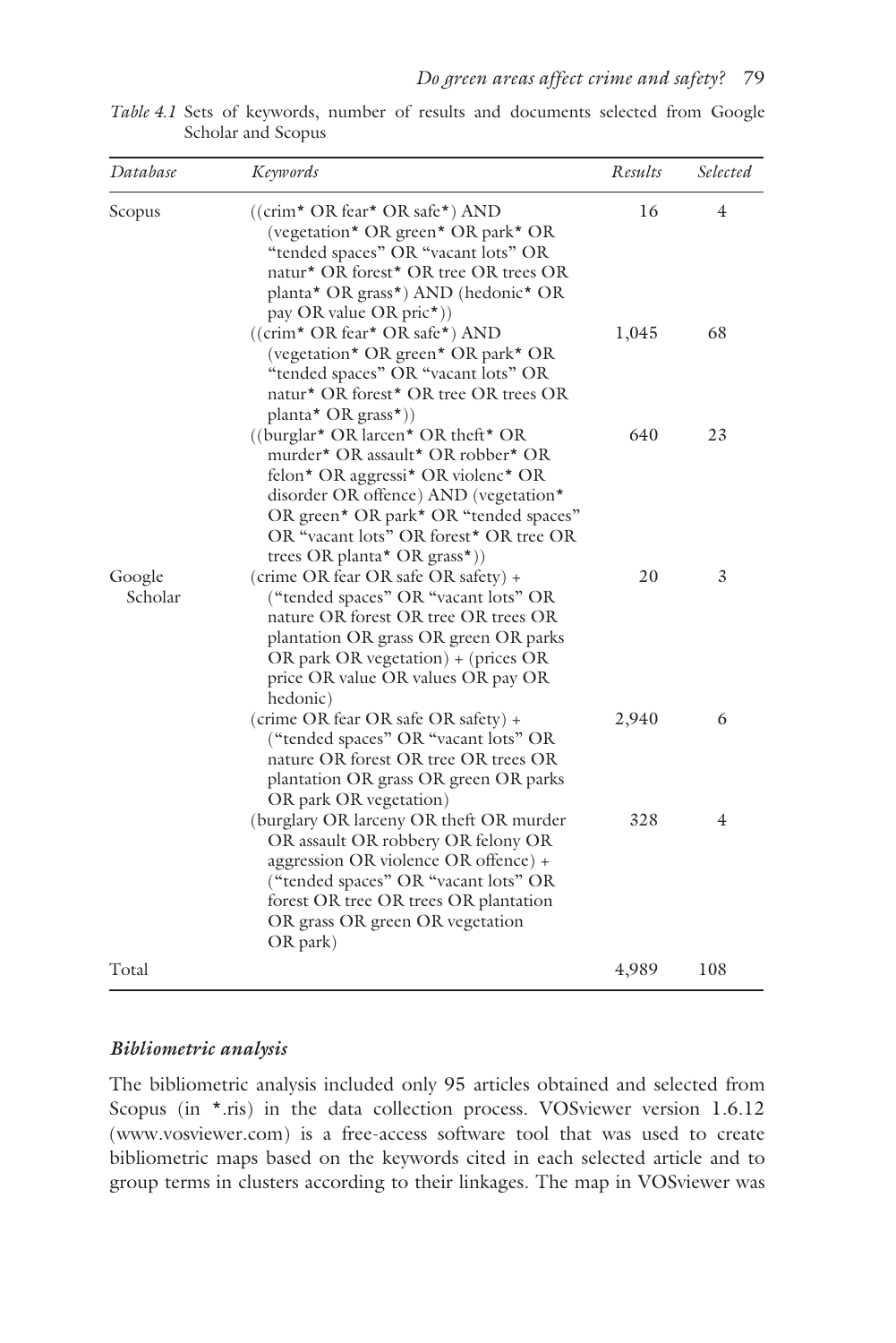*Table 4.1* Sets of keywords, number of results and documents selected from Google Scholar and Scopus

| Database | Keywords | Results | Selected |
|---|---|---|---|
| Scopus | ((crim* OR fear* OR safe*) AND (vegetation* OR green* OR park* OR "tended spaces" OR "vacant lots" OR natur* OR forest* OR tree OR trees OR planta* OR grass*) AND (hedonic* OR pay OR value OR pric*)) | 16 | 4 |
| | ((crim* OR fear* OR safe*) AND (vegetation* OR green* OR park* OR "tended spaces" OR "vacant lots" OR natur* OR forest* OR tree OR trees OR planta* OR grass*)) | 1,045 | 68 |
| | ((burglar* OR larcen* OR theft* OR murder* OR assault* OR robber* OR felon* OR aggressi* OR violenc* OR disorder OR offence) AND (vegetation* OR green* OR park* OR "tended spaces" OR "vacant lots" OR forest* OR tree OR trees OR planta* OR grass*)) | 640 | 23 |
| Google Scholar | (crime OR fear OR safe OR safety) + ("tended spaces" OR "vacant lots" OR nature OR forest OR tree OR trees OR plantation OR grass OR green OR parks OR park OR vegetation) + (prices OR price OR value OR values OR pay OR hedonic) | 20 | 3 |
| | (crime OR fear OR safe OR safety) + ("tended spaces" OR "vacant lots" OR nature OR forest OR tree OR trees OR plantation OR grass OR green OR parks OR park OR vegetation) | 2,940 | 6 |
| | (burglary OR larceny OR theft OR murder OR assault OR robbery OR felony OR aggression OR violence OR offence) + ("tended spaces" OR "vacant lots" OR forest OR tree OR trees OR plantation OR grass OR green OR vegetation OR park) | 328 | 4 |
| Total | | 4,989 | 108 |

### *Bibliometric analysis*

The bibliometric analysis included only 95 articles obtained and selected from Scopus (in *.ris) in the data collection process. VOSviewer version 1.6.12 (www.vosviewer.com) is a free-access software tool that was used to create bibliometric maps based on the keywords cited in each selected article and to group terms in clusters according to their linkages. The map in VOSviewer was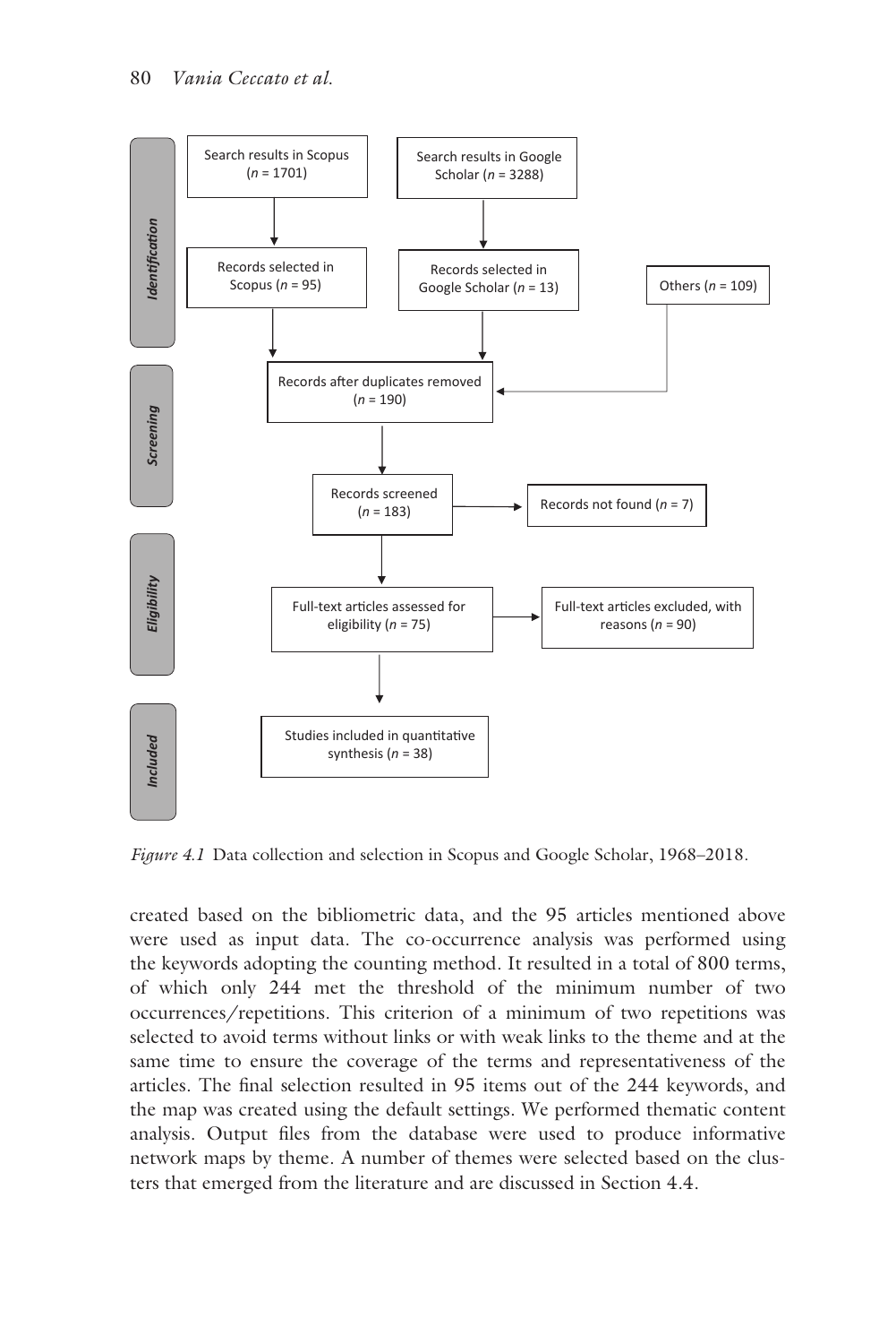**Identification**

- Search results in Scopus ($n$ = 1701) → Records selected in Scopus ($n$ = 95)
- Search results in Google Scholar ($n$ = 3288) → Records selected in Google Scholar ($n$ = 13)
- Others ($n$ = 109)

**Screening**

- Records after duplicates removed ($n$ = 190)
- Records screened ($n$ = 183) → Records not found ($n$ = 7)

**Eligibility**

- Full-text articles assessed for eligibility ($n$ = 75) → Full-text articles excluded, with reasons ($n$ = 90)

**Included**

- Studies included in quantitative synthesis ($n$ = 38)

*Figure 4.1* Data collection and selection in Scopus and Google Scholar, 1968–2018.

created based on the bibliometric data, and the 95 articles mentioned above were used as input data. The co-occurrence analysis was performed using the keywords adopting the counting method. It resulted in a total of 800 terms, of which only 244 met the threshold of the minimum number of two occurrences/repetitions. This criterion of a minimum of two repetitions was selected to avoid terms without links or with weak links to the theme and at the same time to ensure the coverage of the terms and representativeness of the articles. The final selection resulted in 95 items out of the 244 keywords, and the map was created using the default settings. We performed thematic content analysis. Output files from the database were used to produce informative network maps by theme. A number of themes were selected based on the clusters that emerged from the literature and are discussed in Section 4.4.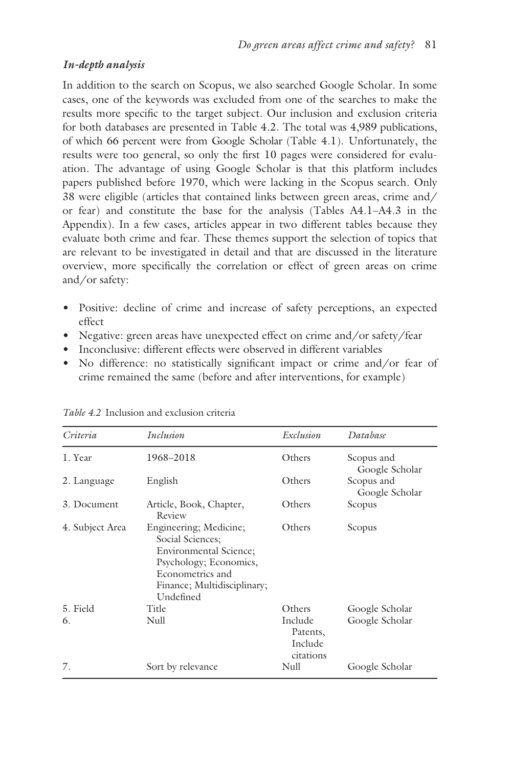### *In-depth analysis*

In addition to the search on Scopus, we also searched Google Scholar. In some cases, one of the keywords was excluded from one of the searches to make the results more specific to the target subject. Our inclusion and exclusion criteria for both databases are presented in Table 4.2. The total was 4,989 publications, of which 66 percent were from Google Scholar (Table 4.1). Unfortunately, the results were too general, so only the first 10 pages were considered for evaluation. The advantage of using Google Scholar is that this platform includes papers published before 1970, which were lacking in the Scopus search. Only 38 were eligible (articles that contained links between green areas, crime and/or fear) and constitute the base for the analysis (Tables A4.1–A4.3 in the Appendix). In a few cases, articles appear in two different tables because they evaluate both crime and fear. These themes support the selection of topics that are relevant to be investigated in detail and that are discussed in the literature overview, more specifically the correlation or effect of green areas on crime and/or safety:

- Positive: decline of crime and increase of safety perceptions, an expected effect
- Negative: green areas have unexpected effect on crime and/or safety/fear
- Inconclusive: different effects were observed in different variables
- No difference: no statistically significant impact or crime and/or fear of crime remained the same (before and after interventions, for example)

*Table 4.2* Inclusion and exclusion criteria

| *Criteria* | *Inclusion* | *Exclusion* | *Database* |
|---|---|---|---|
| 1. Year | 1968–2018 | Others | Scopus and Google Scholar |
| 2. Language | English | Others | Scopus and Google Scholar |
| 3. Document | Article, Book, Chapter, Review | Others | Scopus |
| 4. Subject Area | Engineering; Medicine; Social Sciences; Environmental Science; Psychology; Economics, Econometrics and Finance; Multidisciplinary; Undefined | Others | Scopus |
| 5. Field | Title | Others | Google Scholar |
| 6. | Null | Include Patents, Include citations | Google Scholar |
| 7. | Sort by relevance | Null | Google Scholar |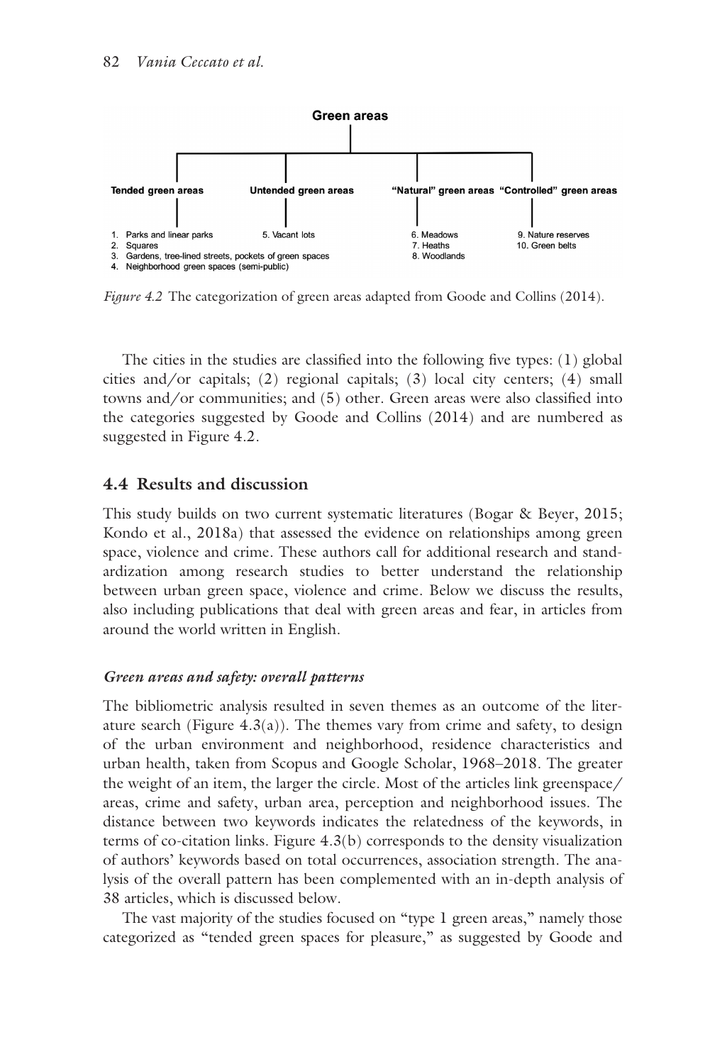**Green areas**

| Tended green areas | Untended green areas | "Natural" green areas | "Controlled" green areas |
|---|---|---|---|
| 1. Parks and linear parks | 5. Vacant lots | 6. Meadows | 9. Nature reserves |
| 2. Squares | | 7. Heaths | 10. Green belts |
| 3. Gardens, tree-lined streets, pockets of green spaces | | 8. Woodlands | |
| 4. Neighborhood green spaces (semi-public) | | | |

*Figure 4.2* The categorization of green areas adapted from Goode and Collins (2014).

The cities in the studies are classified into the following five types: (1) global cities and/or capitals; (2) regional capitals; (3) local city centers; (4) small towns and/or communities; and (5) other. Green areas were also classified into the categories suggested by Goode and Collins (2014) and are numbered as suggested in Figure 4.2.

## 4.4 Results and discussion

This study builds on two current systematic literatures (Bogar & Beyer, 2015; Kondo et al., 2018a) that assessed the evidence on relationships among green space, violence and crime. These authors call for additional research and standardization among research studies to better understand the relationship between urban green space, violence and crime. Below we discuss the results, also including publications that deal with green areas and fear, in articles from around the world written in English.

### *Green areas and safety: overall patterns*

The bibliometric analysis resulted in seven themes as an outcome of the literature search (Figure 4.3(a)). The themes vary from crime and safety, to design of the urban environment and neighborhood, residence characteristics and urban health, taken from Scopus and Google Scholar, 1968–2018. The greater the weight of an item, the larger the circle. Most of the articles link greenspace/areas, crime and safety, urban area, perception and neighborhood issues. The distance between two keywords indicates the relatedness of the keywords, in terms of co-citation links. Figure 4.3(b) corresponds to the density visualization of authors' keywords based on total occurrences, association strength. The analysis of the overall pattern has been complemented with an in-depth analysis of 38 articles, which is discussed below.

The vast majority of the studies focused on "type 1 green areas," namely those categorized as "tended green spaces for pleasure," as suggested by Goode and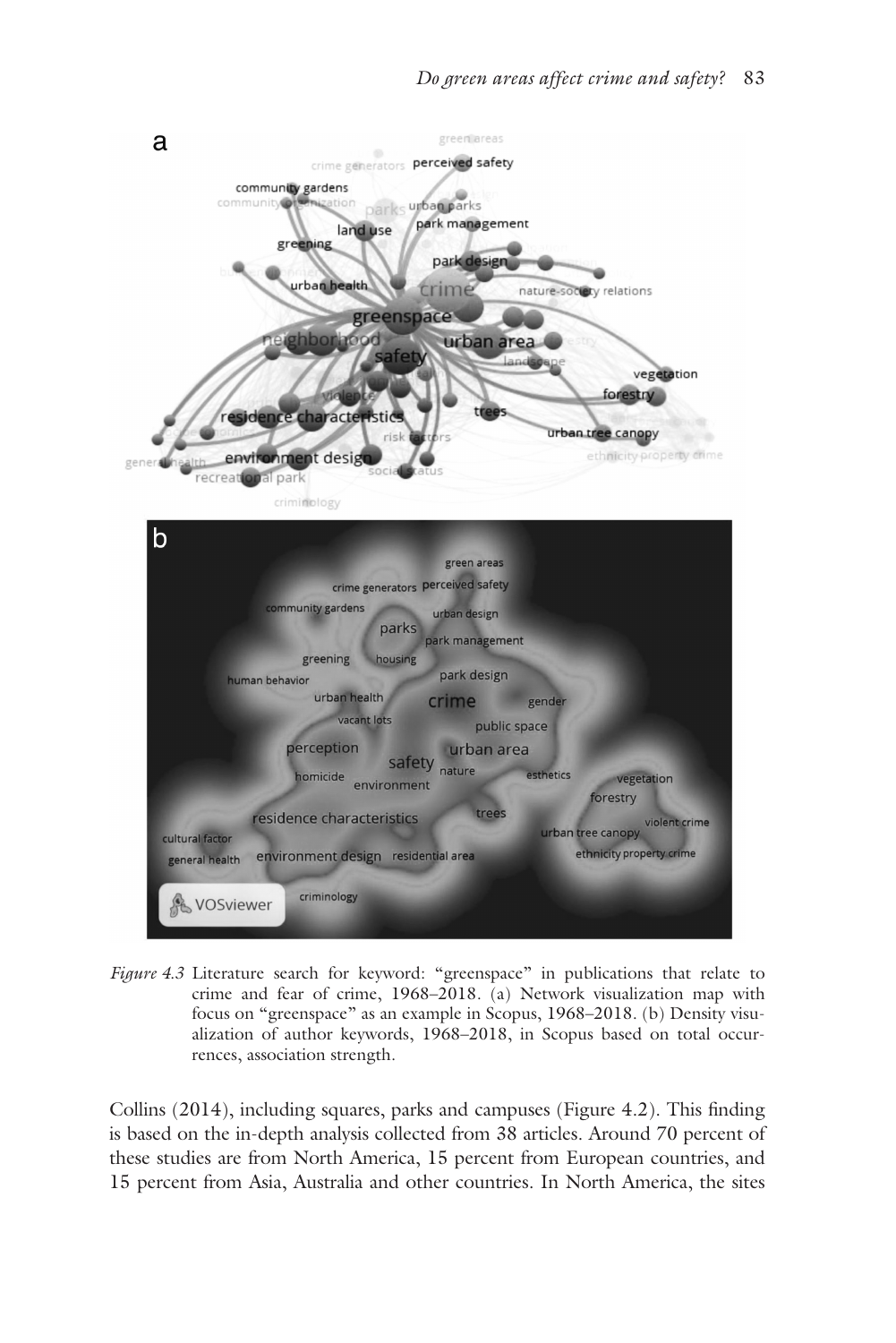*Figure 4.3* Literature search for keyword: "greenspace" in publications that relate to crime and fear of crime, 1968–2018. (a) Network visualization map with focus on "greenspace" as an example in Scopus, 1968–2018. (b) Density visualization of author keywords, 1968–2018, in Scopus based on total occurrences, association strength.

Collins (2014), including squares, parks and campuses (Figure 4.2). This finding is based on the in-depth analysis collected from 38 articles. Around 70 percent of these studies are from North America, 15 percent from European countries, and 15 percent from Asia, Australia and other countries. In North America, the sites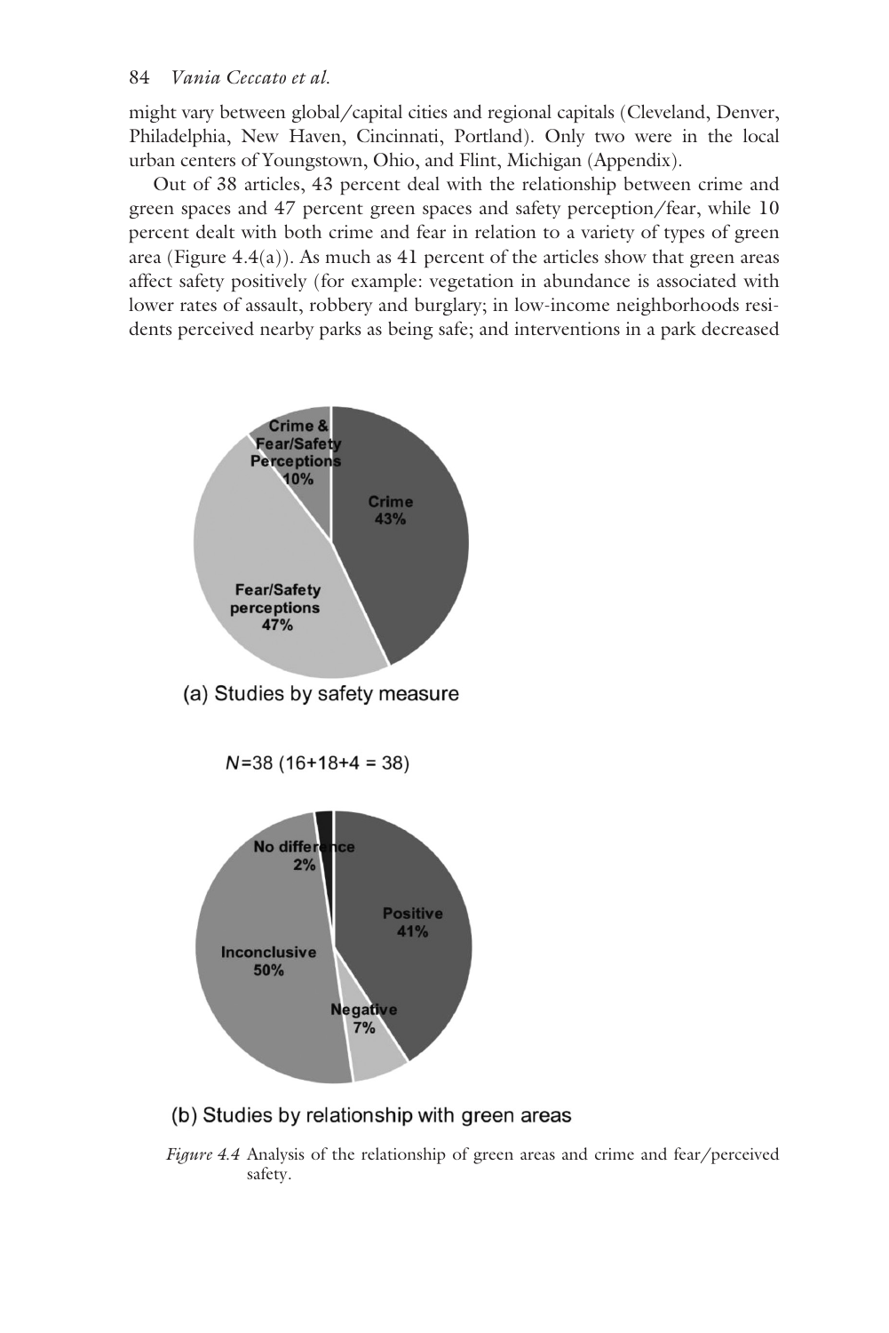might vary between global/capital cities and regional capitals (Cleveland, Denver, Philadelphia, New Haven, Cincinnati, Portland). Only two were in the local urban centers of Youngstown, Ohio, and Flint, Michigan (Appendix).

Out of 38 articles, 43 percent deal with the relationship between crime and green spaces and 47 percent green spaces and safety perception/fear, while 10 percent dealt with both crime and fear in relation to a variety of types of green area (Figure 4.4(a)). As much as 41 percent of the articles show that green areas affect safety positively (for example: vegetation in abundance is associated with lower rates of assault, robbery and burglary; in low-income neighborhoods residents perceived nearby parks as being safe; and interventions in a park decreased

Crime & Fear/Safety Perceptions 10%

Crime 43%

Fear/Safety perceptions 47%

(a) Studies by safety measure

$N$=38 (16+18+4 = 38)

No difference 2%

Positive 41%

Inconclusive 50%

Negative 7%

(b) Studies by relationship with green areas

*Figure 4.4* Analysis of the relationship of green areas and crime and fear/perceived safety.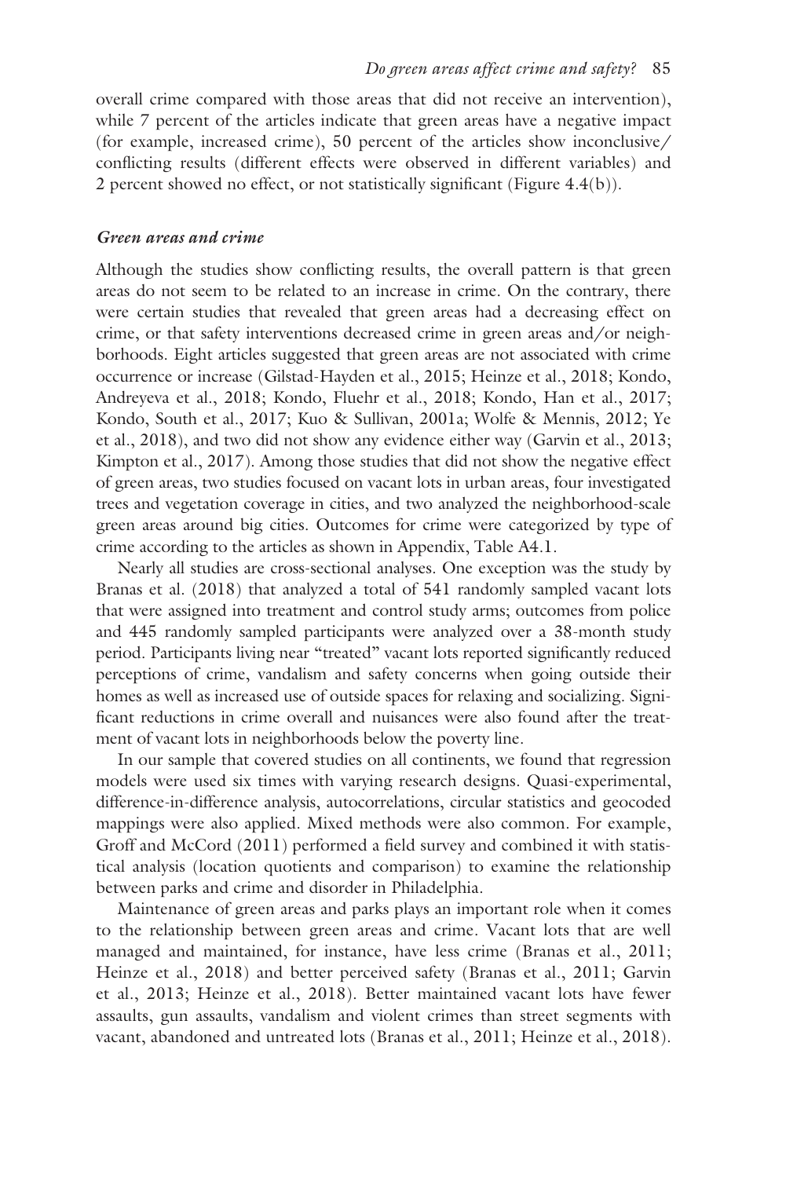overall crime compared with those areas that did not receive an intervention), while 7 percent of the articles indicate that green areas have a negative impact (for example, increased crime), 50 percent of the articles show inconclusive/conflicting results (different effects were observed in different variables) and 2 percent showed no effect, or not statistically significant (Figure 4.4(b)).

### *Green areas and crime*

Although the studies show conflicting results, the overall pattern is that green areas do not seem to be related to an increase in crime. On the contrary, there were certain studies that revealed that green areas had a decreasing effect on crime, or that safety interventions decreased crime in green areas and/or neighborhoods. Eight articles suggested that green areas are not associated with crime occurrence or increase (Gilstad-Hayden et al., 2015; Heinze et al., 2018; Kondo, Andreyeva et al., 2018; Kondo, Fluehr et al., 2018; Kondo, Han et al., 2017; Kondo, South et al., 2017; Kuo & Sullivan, 2001a; Wolfe & Mennis, 2012; Ye et al., 2018), and two did not show any evidence either way (Garvin et al., 2013; Kimpton et al., 2017). Among those studies that did not show the negative effect of green areas, two studies focused on vacant lots in urban areas, four investigated trees and vegetation coverage in cities, and two analyzed the neighborhood-scale green areas around big cities. Outcomes for crime were categorized by type of crime according to the articles as shown in Appendix, Table A4.1.

Nearly all studies are cross-sectional analyses. One exception was the study by Branas et al. (2018) that analyzed a total of 541 randomly sampled vacant lots that were assigned into treatment and control study arms; outcomes from police and 445 randomly sampled participants were analyzed over a 38-month study period. Participants living near "treated" vacant lots reported significantly reduced perceptions of crime, vandalism and safety concerns when going outside their homes as well as increased use of outside spaces for relaxing and socializing. Significant reductions in crime overall and nuisances were also found after the treatment of vacant lots in neighborhoods below the poverty line.

In our sample that covered studies on all continents, we found that regression models were used six times with varying research designs. Quasi-experimental, difference-in-difference analysis, autocorrelations, circular statistics and geocoded mappings were also applied. Mixed methods were also common. For example, Groff and McCord (2011) performed a field survey and combined it with statistical analysis (location quotients and comparison) to examine the relationship between parks and crime and disorder in Philadelphia.

Maintenance of green areas and parks plays an important role when it comes to the relationship between green areas and crime. Vacant lots that are well managed and maintained, for instance, have less crime (Branas et al., 2011; Heinze et al., 2018) and better perceived safety (Branas et al., 2011; Garvin et al., 2013; Heinze et al., 2018). Better maintained vacant lots have fewer assaults, gun assaults, vandalism and violent crimes than street segments with vacant, abandoned and untreated lots (Branas et al., 2011; Heinze et al., 2018).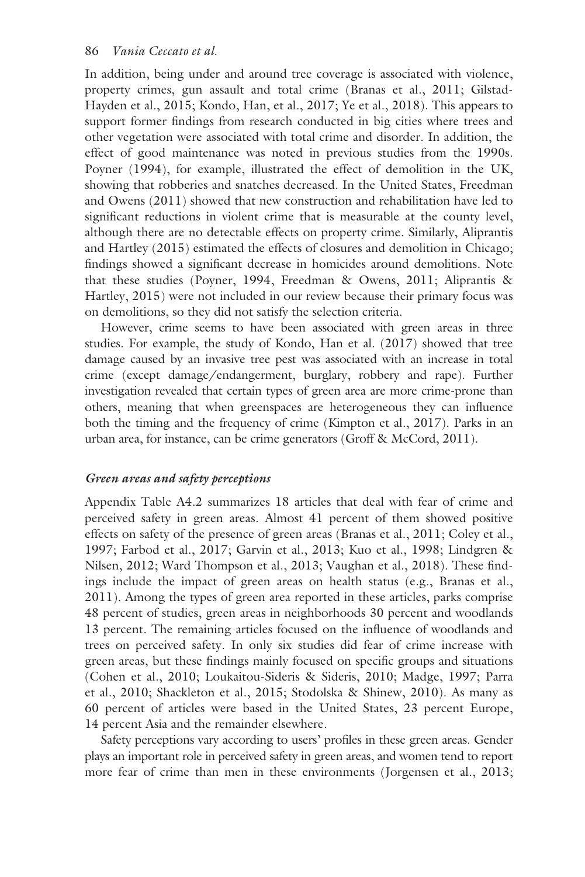In addition, being under and around tree coverage is associated with violence, property crimes, gun assault and total crime (Branas et al., 2011; Gilstad-Hayden et al., 2015; Kondo, Han, et al., 2017; Ye et al., 2018). This appears to support former findings from research conducted in big cities where trees and other vegetation were associated with total crime and disorder. In addition, the effect of good maintenance was noted in previous studies from the 1990s. Poyner (1994), for example, illustrated the effect of demolition in the UK, showing that robberies and snatches decreased. In the United States, Freedman and Owens (2011) showed that new construction and rehabilitation have led to significant reductions in violent crime that is measurable at the county level, although there are no detectable effects on property crime. Similarly, Aliprantis and Hartley (2015) estimated the effects of closures and demolition in Chicago; findings showed a significant decrease in homicides around demolitions. Note that these studies (Poyner, 1994, Freedman & Owens, 2011; Aliprantis & Hartley, 2015) were not included in our review because their primary focus was on demolitions, so they did not satisfy the selection criteria.

However, crime seems to have been associated with green areas in three studies. For example, the study of Kondo, Han et al. (2017) showed that tree damage caused by an invasive tree pest was associated with an increase in total crime (except damage/endangerment, burglary, robbery and rape). Further investigation revealed that certain types of green area are more crime-prone than others, meaning that when greenspaces are heterogeneous they can influence both the timing and the frequency of crime (Kimpton et al., 2017). Parks in an urban area, for instance, can be crime generators (Groff & McCord, 2011).

### *Green areas and safety perceptions*

Appendix Table A4.2 summarizes 18 articles that deal with fear of crime and perceived safety in green areas. Almost 41 percent of them showed positive effects on safety of the presence of green areas (Branas et al., 2011; Coley et al., 1997; Farbod et al., 2017; Garvin et al., 2013; Kuo et al., 1998; Lindgren & Nilsen, 2012; Ward Thompson et al., 2013; Vaughan et al., 2018). These findings include the impact of green areas on health status (e.g., Branas et al., 2011). Among the types of green area reported in these articles, parks comprise 48 percent of studies, green areas in neighborhoods 30 percent and woodlands 13 percent. The remaining articles focused on the influence of woodlands and trees on perceived safety. In only six studies did fear of crime increase with green areas, but these findings mainly focused on specific groups and situations (Cohen et al., 2010; Loukaitou-Sideris & Sideris, 2010; Madge, 1997; Parra et al., 2010; Shackleton et al., 2015; Stodolska & Shinew, 2010). As many as 60 percent of articles were based in the United States, 23 percent Europe, 14 percent Asia and the remainder elsewhere.

Safety perceptions vary according to users' profiles in these green areas. Gender plays an important role in perceived safety in green areas, and women tend to report more fear of crime than men in these environments (Jorgensen et al., 2013;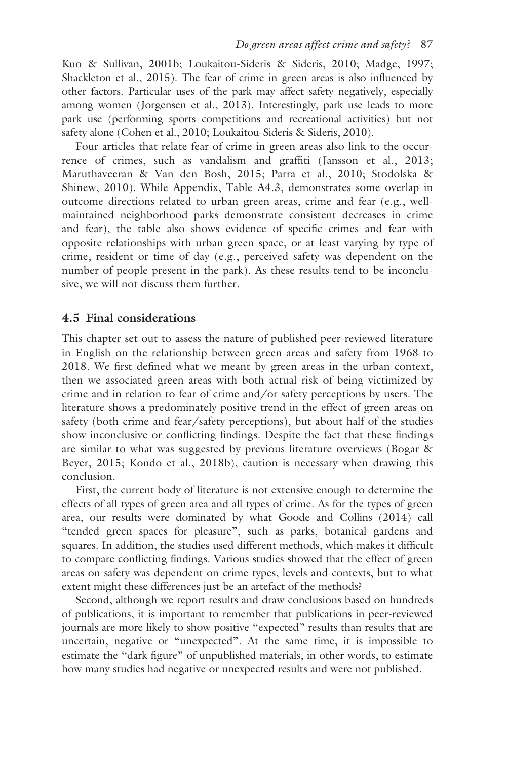Kuo & Sullivan, 2001b; Loukaitou-Sideris & Sideris, 2010; Madge, 1997; Shackleton et al., 2015). The fear of crime in green areas is also influenced by other factors. Particular uses of the park may affect safety negatively, especially among women (Jorgensen et al., 2013). Interestingly, park use leads to more park use (performing sports competitions and recreational activities) but not safety alone (Cohen et al., 2010; Loukaitou-Sideris & Sideris, 2010).

Four articles that relate fear of crime in green areas also link to the occurrence of crimes, such as vandalism and graffiti (Jansson et al., 2013; Maruthaveeran & Van den Bosh, 2015; Parra et al., 2010; Stodolska & Shinew, 2010). While Appendix, Table A4.3, demonstrates some overlap in outcome directions related to urban green areas, crime and fear (e.g., well-maintained neighborhood parks demonstrate consistent decreases in crime and fear), the table also shows evidence of specific crimes and fear with opposite relationships with urban green space, or at least varying by type of crime, resident or time of day (e.g., perceived safety was dependent on the number of people present in the park). As these results tend to be inconclusive, we will not discuss them further.

## 4.5 Final considerations

This chapter set out to assess the nature of published peer-reviewed literature in English on the relationship between green areas and safety from 1968 to 2018. We first defined what we meant by green areas in the urban context, then we associated green areas with both actual risk of being victimized by crime and in relation to fear of crime and/or safety perceptions by users. The literature shows a predominately positive trend in the effect of green areas on safety (both crime and fear/safety perceptions), but about half of the studies show inconclusive or conflicting findings. Despite the fact that these findings are similar to what was suggested by previous literature overviews (Bogar & Beyer, 2015; Kondo et al., 2018b), caution is necessary when drawing this conclusion.

First, the current body of literature is not extensive enough to determine the effects of all types of green area and all types of crime. As for the types of green area, our results were dominated by what Goode and Collins (2014) call "tended green spaces for pleasure", such as parks, botanical gardens and squares. In addition, the studies used different methods, which makes it difficult to compare conflicting findings. Various studies showed that the effect of green areas on safety was dependent on crime types, levels and contexts, but to what extent might these differences just be an artefact of the methods?

Second, although we report results and draw conclusions based on hundreds of publications, it is important to remember that publications in peer-reviewed journals are more likely to show positive "expected" results than results that are uncertain, negative or "unexpected". At the same time, it is impossible to estimate the "dark figure" of unpublished materials, in other words, to estimate how many studies had negative or unexpected results and were not published.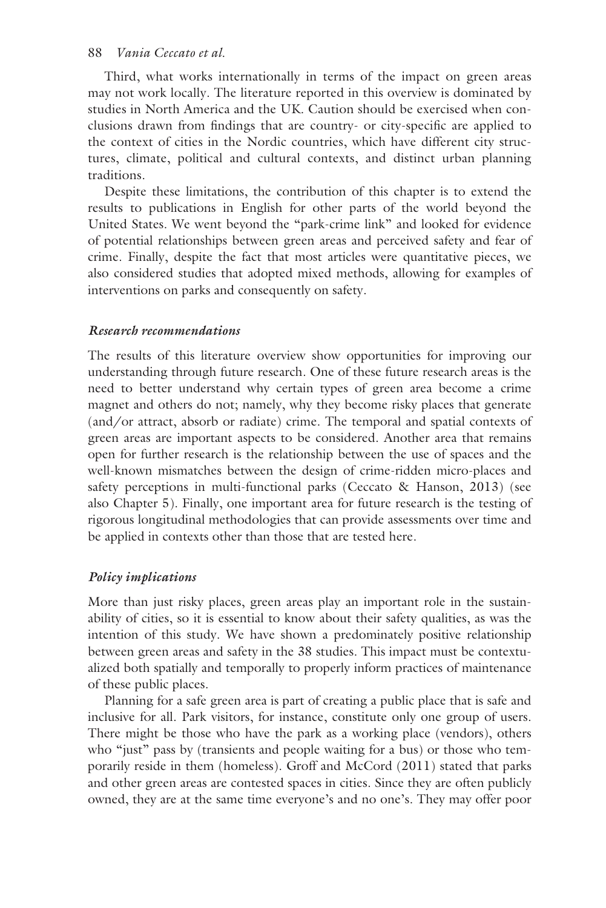Third, what works internationally in terms of the impact on green areas may not work locally. The literature reported in this overview is dominated by studies in North America and the UK. Caution should be exercised when conclusions drawn from findings that are country- or city-specific are applied to the context of cities in the Nordic countries, which have different city structures, climate, political and cultural contexts, and distinct urban planning traditions.

Despite these limitations, the contribution of this chapter is to extend the results to publications in English for other parts of the world beyond the United States. We went beyond the "park-crime link" and looked for evidence of potential relationships between green areas and perceived safety and fear of crime. Finally, despite the fact that most articles were quantitative pieces, we also considered studies that adopted mixed methods, allowing for examples of interventions on parks and consequently on safety.

### *Research recommendations*

The results of this literature overview show opportunities for improving our understanding through future research. One of these future research areas is the need to better understand why certain types of green area become a crime magnet and others do not; namely, why they become risky places that generate (and/or attract, absorb or radiate) crime. The temporal and spatial contexts of green areas are important aspects to be considered. Another area that remains open for further research is the relationship between the use of spaces and the well-known mismatches between the design of crime-ridden micro-places and safety perceptions in multi-functional parks (Ceccato & Hanson, 2013) (see also Chapter 5). Finally, one important area for future research is the testing of rigorous longitudinal methodologies that can provide assessments over time and be applied in contexts other than those that are tested here.

### *Policy implications*

More than just risky places, green areas play an important role in the sustainability of cities, so it is essential to know about their safety qualities, as was the intention of this study. We have shown a predominately positive relationship between green areas and safety in the 38 studies. This impact must be contextualized both spatially and temporally to properly inform practices of maintenance of these public places.

Planning for a safe green area is part of creating a public place that is safe and inclusive for all. Park visitors, for instance, constitute only one group of users. There might be those who have the park as a working place (vendors), others who "just" pass by (transients and people waiting for a bus) or those who temporarily reside in them (homeless). Groff and McCord (2011) stated that parks and other green areas are contested spaces in cities. Since they are often publicly owned, they are at the same time everyone's and no one's. They may offer poor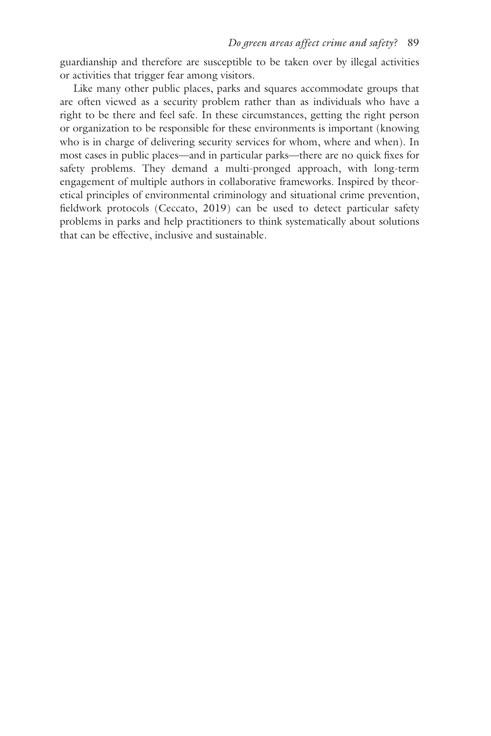guardianship and therefore are susceptible to be taken over by illegal activities or activities that trigger fear among visitors.

Like many other public places, parks and squares accommodate groups that are often viewed as a security problem rather than as individuals who have a right to be there and feel safe. In these circumstances, getting the right person or organization to be responsible for these environments is important (knowing who is in charge of delivering security services for whom, where and when). In most cases in public places—and in particular parks—there are no quick fixes for safety problems. They demand a multi-pronged approach, with long-term engagement of multiple authors in collaborative frameworks. Inspired by theoretical principles of environmental criminology and situational crime prevention, fieldwork protocols (Ceccato, 2019) can be used to detect particular safety problems in parks and help practitioners to think systematically about solutions that can be effective, inclusive and sustainable.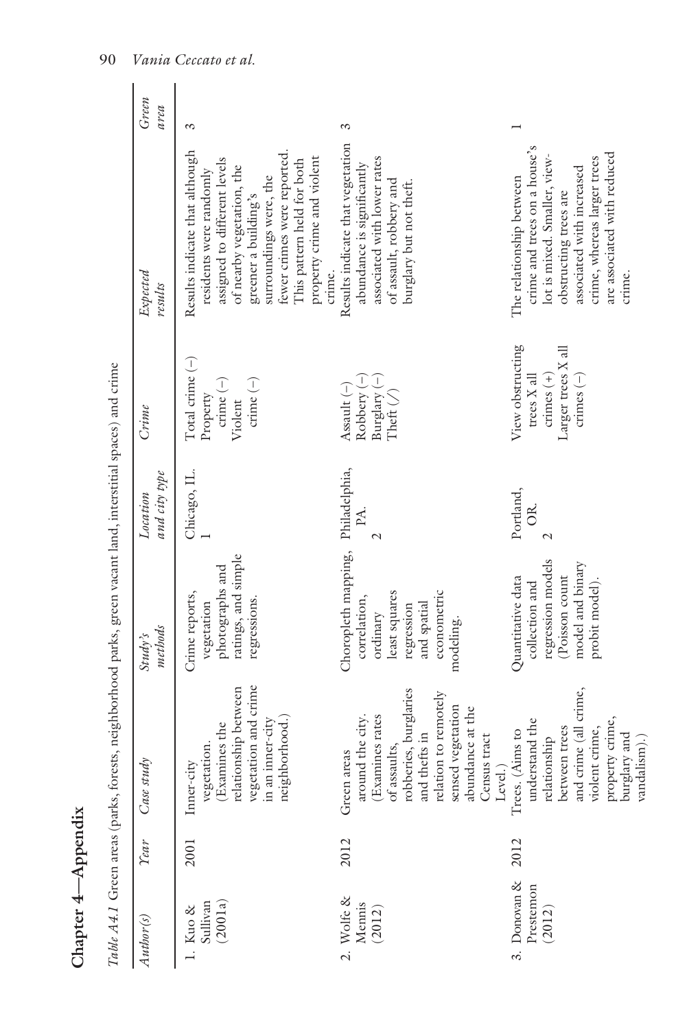## Chapter 4—Appendix

*Table A4.1* Green areas (parks, forests, neighborhood parks, green vacant land, interstitial spaces) and crime

| *Author(s)* | *Year* | *Case study* | *Study's methods* | *Location and city type* | *Crime* | *Expected results* | *Green area* |
|---|---|---|---|---|---|---|---|
| 1. Kuo & Sullivan (2001a) | 2001 | Inner-city vegetation. (Examines the relationship between vegetation and crime in an inner-city neighborhood.) | Crime reports, vegetation photographs and ratings, and simple regressions. | Chicago, IL. 1 | Total crime (–) Property crime (–) Violent crime (–) | Results indicate that although residents were randomly assigned to different levels of nearby vegetation, the greener a building's surroundings were, the fewer crimes were reported. This pattern held for both property crime and violent crime. | 3 |
| 2. Wolfe & Mennis (2012) | 2012 | Green areas around the city. (Examines rates of assaults, robberies, burglaries and thefts in relation to remotely sensed vegetation abundance at the Census tract Level.) | Choropleth mapping, correlation, ordinary least squares regression and spatial econometric modeling. | Philadelphia, PA. 2 | Assault (–) Robbery (–) Burglary (–) Theft (/) | Results indicate that vegetation abundance is significantly associated with lower rates of assault, robbery and burglary but not theft. | 3 |
| 3. Donovan & Prestemon (2012) | 2012 | Trees. (Aims to understand the relationship between trees and crime (all crime, violent crime, property crime, burglary and vandalism).) | Quantitative data collection and regression models (Poisson count model and binary probit model). | Portland, OR. 2 | View obstructing trees X all crimes (+) Larger trees X all crimes (–) | The relationship between crime and trees on a house's lot is mixed. Smaller, view-obstructing trees are associated with increased crime, whereas larger trees are associated with reduced crime. | 1 |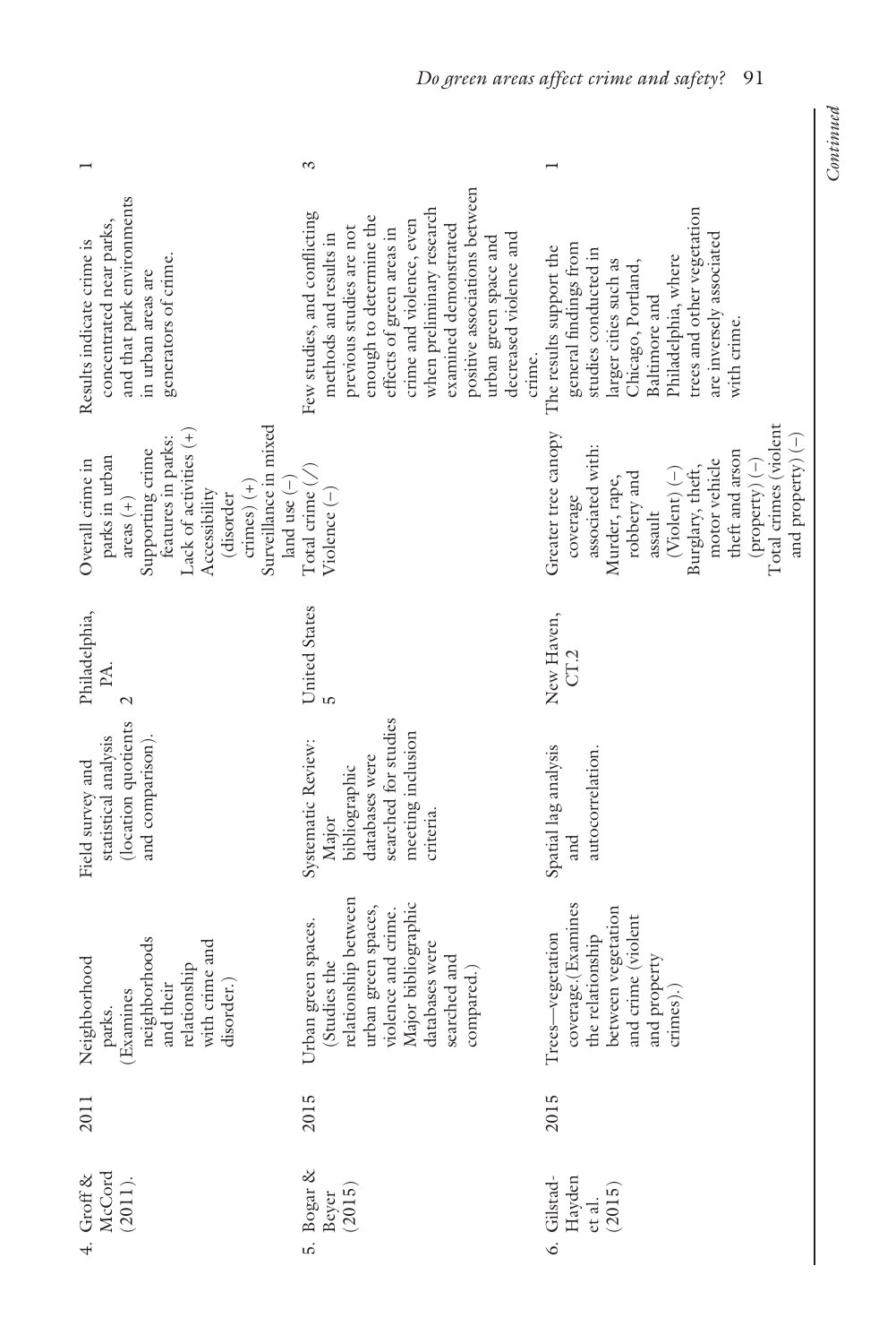| 4. Groff & McCord (2011). | 2011 | Neighborhood parks. (Examines neighborhoods and their relationship with crime and disorder.) | Field survey and statistical analysis (location quotients and comparison). | Philadelphia, PA. 2 | Overall crime in parks in urban areas (+) Supporting crime features in parks: Lack of activities (+) Accessibility (disorder crimes) (+) Surveillance in mixed land use (−) | Results indicate crime is concentrated near parks, and that park environments in urban areas are generators of crime. | 1 |
|---|---|---|---|---|---|---|---|
| 5. Bogar & Beyer (2015) | 2015 | Urban green spaces. (Studies the relationship between urban green spaces, violence and crime. Major bibliographic databases were searched and compared.) | Systematic Review: Major bibliographic databases were searched for studies meeting inclusion criteria. | United States 5 | Total crime (/) Violence (−) | Few studies, and conflicting methods and results in previous studies are not enough to determine the effects of green areas in crime and violence, even when preliminary research examined demonstrated positive associations between urban green space and decreased violence and crime. | 3 |
| 6. Gilstad-Hayden et al. (2015) | 2015 | Trees—vegetation coverage.(Examines the relationship between vegetation and crime (violent and property crimes).) | Spatial lag analysis and autocorrelation. | New Haven, CT.2 | Greater tree canopy coverage associated with: Murder, rape, robbery and assault (Violent) (−) Burglary, theft, motor vehicle theft and arson (property) (−) Total crimes (violent and property) (−) | The results support the general findings from studies conducted in larger cities such as Chicago, Portland, Baltimore and Philadelphia, where trees and other vegetation are inversely associated with crime. | 1 |

*Continued*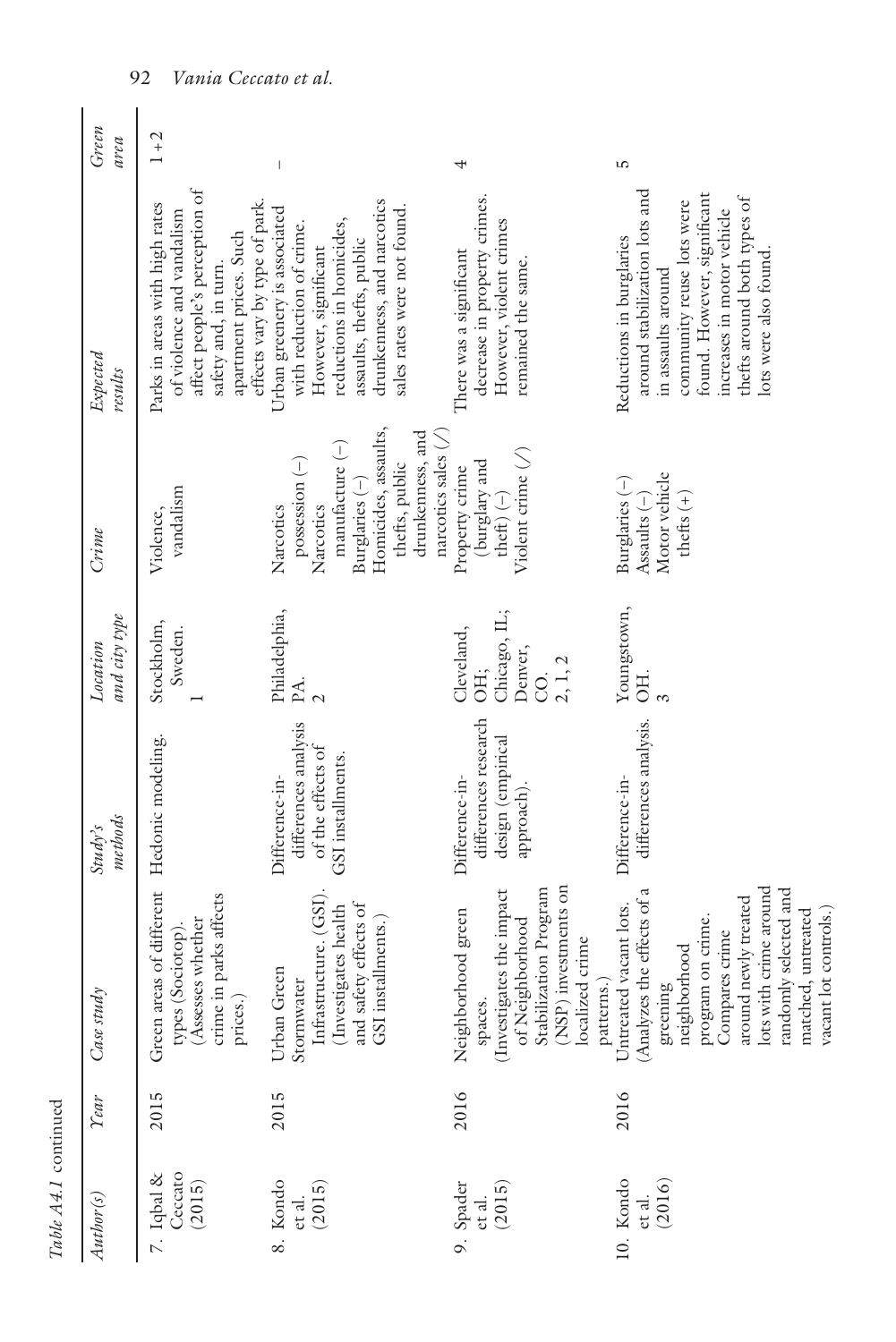*Table A4.1* continued

| *Author(s)* | *Year* | *Case study* | *Study's methods* | *Location and city type* | *Crime* | *Expected results* | *Green area* |
|---|---|---|---|---|---|---|---|
| 7. Iqbal & Ceccato (2015) | 2015 | Green areas of different types (Sociotop). (Assesses whether crime in parks affects prices.) | Hedonic modeling. | Stockholm, Sweden. 1 | Violence, vandalism | Parks in areas with high rates of violence and vandalism affect people's perception of safety and, in turn, apartment prices. Such effects vary by type of park. | 1 + 2 |
| 8. Kondo et al. (2015) | 2015 | Urban Green Stormwater Infrastructure. (GSI). (Investigates health and safety effects of GSI installments.) | Difference-in-differences analysis of the effects of GSI installments. | Philadelphia, PA. 2 | Narcotics possession (–) Narcotics manufacture (–) Burglaries (–) Homicides, assaults, thefts, public drunkenness, and narcotics sales (/) | Urban greenery is associated with reduction of crime. However, significant reductions in homicides, assaults, thefts, public drunkenness, and narcotics sales rates were not found. | – |
| 9. Spader et al. (2015) | 2016 | Neighborhood green spaces. (Investigates the impact of Neighborhood Stabilization Program (NSP) investments on localized crime patterns.) | Difference-in-differences research design (empirical approach). | Cleveland, OH; Chicago, IL; Denver, CO. 2, 1, 2 | Property crime (burglary and theft) (–) Violent crime (/) | There was a significant decrease in property crimes. However, violent crimes remained the same. | 4 |
| 10. Kondo et al. (2016) | 2016 | Untreated vacant lots. (Analyzes the effects of a greening neighborhood program on crime. Compares crime around newly treated lots with crime around randomly selected and matched, untreated vacant lot controls.) | Difference-in-differences analysis. | Youngstown, OH. 3 | Burglaries (–) Assaults (–) Motor vehicle thefts (+) | Reductions in burglaries around stabilization lots and in assaults around community reuse lots were found. However, significant increases in motor vehicle thefts around both types of lots were also found. | 5 |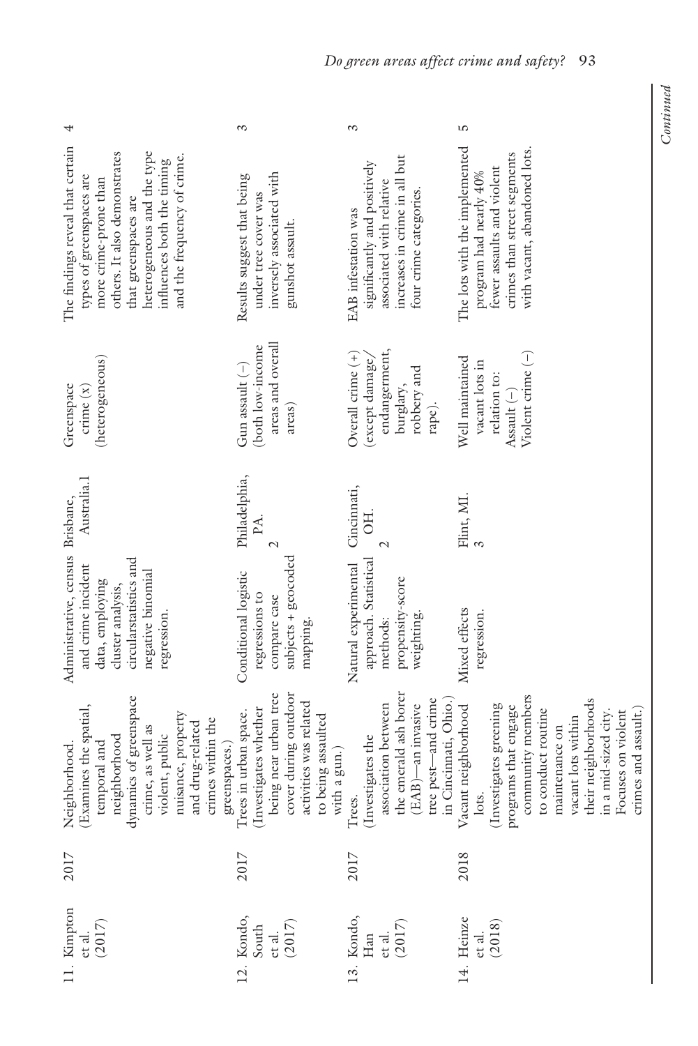| | | | | | | | |
|---|---|---|---|---|---|---|---|
| 11. Kimpton et al. (2017) | 2017 | Neighborhood. (Examines the spatial, temporal and neighborhood dynamics of greenspace crime, as well as violent, public nuisance, property and drug-related crimes within the greenspaces.) | Administrative, census and crime incident data, employing cluster analysis, circularstatistics and negative binomial regression. | Brisbane, Australia.1 | Greenspace crime (x) (heterogeneous) | The findings reveal that certain types of greenspaces are more crime-prone than others. It also demonstrates that greenspaces are heterogeneous and the type influences both the timing and the frequency of crime. | 4 |
| 12. Kondo, South et al. (2017) | 2017 | Trees in urban space. (Investigates whether being near urban tree cover during outdoor activities was related to being assaulted with a gun.) | Conditional logistic regressions to compare case subjects + geocoded mapping. | Philadelphia, PA. 2 | Gun assault (−) (both low-income areas and overall areas) | Results suggest that being under tree cover was inversely associated with gunshot assault. | 3 |
| 13. Kondo, Han et al. (2017) | 2017 | Trees. (Investigates the association between the emerald ash borer (EAB)—an invasive tree pest—and crime in Cincinnati, Ohio.) | Natural experimental approach. Statistical methods: propensity-score weighting. | Cincinnati, OH. 2 | Overall crime (+) (except damage/ endangerment, burglary, robbery and rape). | EAB infestation was significantly and positively associated with relative increases in crime in all but four crime categories. | 3 |
| 14. Heinze et al. (2018) | 2018 | Vacant neighborhood lots. (Investigates greening programs that engage community members to conduct routine maintenance on vacant lots within their neighborhoods in a mid-sized city. Focuses on violent crimes and assault.) | Mixed effects regression. | Flint, MI. 3 | Well maintained vacant lots in relation to: Assault (−) Violent crime (−) | The lots with the implemented program had nearly 40% fewer assaults and violent crimes than street segments with vacant, abandoned lots. | 5 |

*Continued*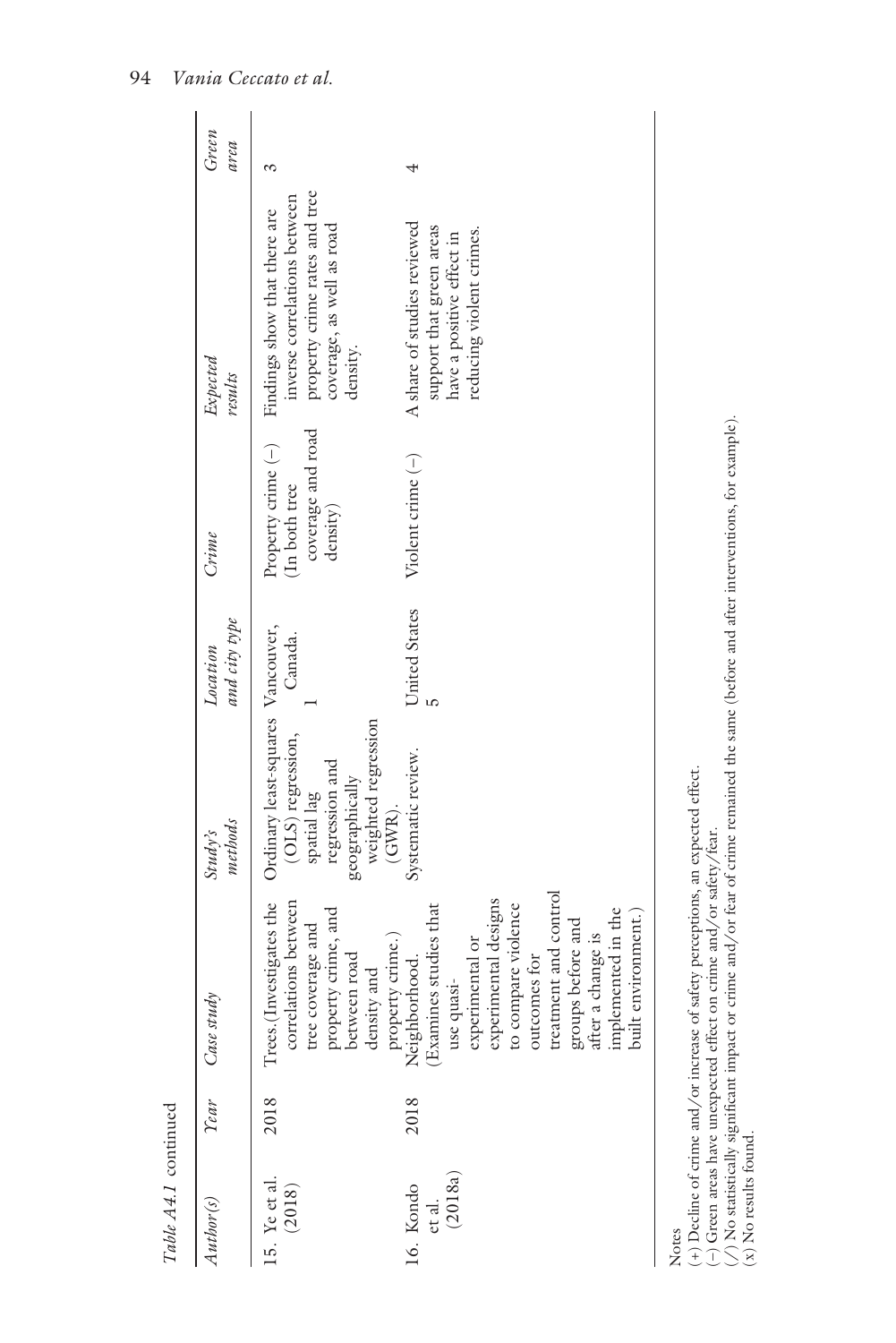*Table A4.1* continued

| *Author(s)* | *Year* | *Case study* | *Study's methods* | *Location and city type* | *Crime* | *Expected results* | *Green area* |
|---|---|---|---|---|---|---|---|
| 15. Ye et al. (2018) | 2018 | Trees. (Investigates the correlations between tree coverage and property crime, and between road density and property crime.) | Ordinary least-squares (OLS) regression, spatial lag regression and geographically weighted regression (GWR). | Vancouver, Canada. 1 | Property crime (−) (In both tree coverage and road density) | Findings show that there are inverse correlations between property crime rates and tree coverage, as well as road density. | 3 |
| 16. Kondo et al. (2018a) | 2018 | Neighborhood. (Examines studies that use quasi-experimental or experimental designs to compare violence outcomes for treatment and control groups before and after a change is implemented in the built environment.) | Systematic review. | United States 5 | Violent crime (−) | A share of studies reviewed support that green areas have a positive effect in reducing violent crimes. | 4 |

Notes
(+) Decline of crime and/or increase of safety perceptions, an expected effect.
(−) Green areas have unexpected effect on crime and/or safety/fear.
(/) No statistically significant impact or crime and/or fear of crime remained the same (before and after interventions, for example).
(x) No results found.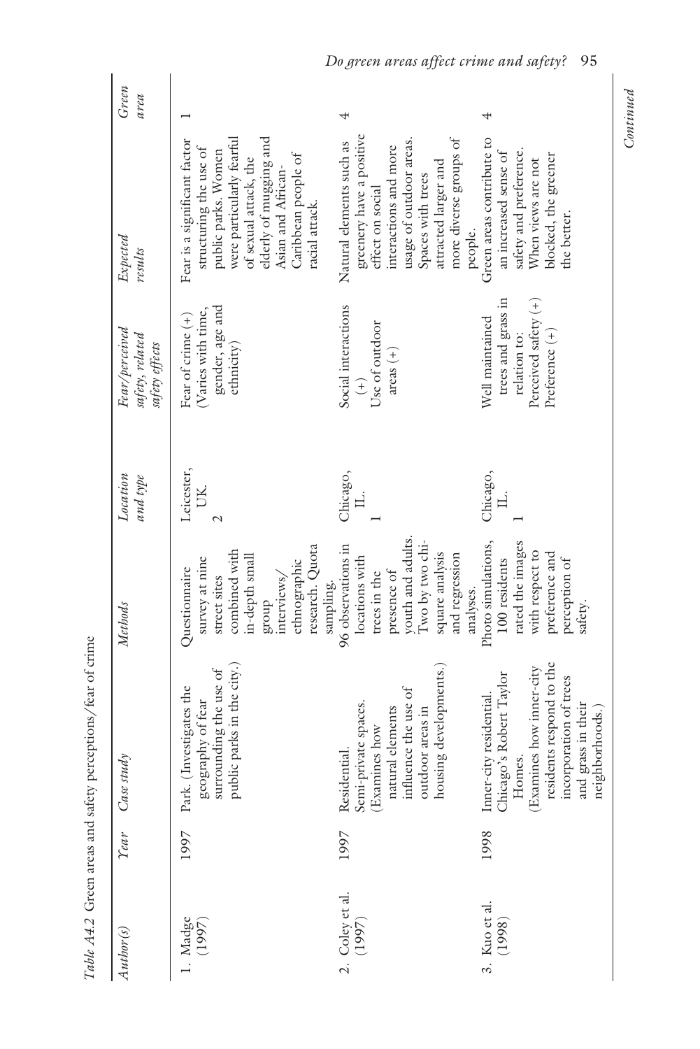*Table A4.2* Green areas and safety perceptions/fear of crime

| *Author(s)* | *Year* | *Case study* | *Methods* | *Location and type* | *Fear/perceived safety, related safety effects* | *Expected results* | *Green area* |
|---|---|---|---|---|---|---|---|
| 1. Madge (1997) | 1997 | Park. (Investigates the geography of fear surrounding the use of public parks in the city.) | Questionnaire survey at nine street sites combined with in-depth small group interviews/ ethnographic research. Quota sampling. | Leicester, UK. 2 | Fear of crime (+) (Varies with time, gender, age and ethnicity) | Fear is a significant factor structuring the use of public parks. Women were particularly fearful of sexual attack, the elderly of mugging and Asian and African-Caribbean people of racial attack. | 1 |
| 2. Coley et al. (1997) | 1997 | Residential. Semi-private spaces. (Examines how natural elements influence the use of outdoor areas in housing developments.) | 96 observations in locations with trees in the presence of youth and adults. Two by two chi-square analysis and regression analyses. | Chicago, IL. 1 | Social interactions (+) Use of outdoor areas (+) | Natural elements such as greenery have a positive effect on social interactions and more usage of outdoor areas. Spaces with trees attracted larger and more diverse groups of people. | 4 |
| 3. Kuo et al. (1998) | 1998 | Inner-city residential. Chicago's Robert Taylor Homes. (Examines how inner-city residents respond to the incorporation of trees and grass in their neighborhoods.) | Photo simulations, 100 residents rated the images with respect to preference and perception of safety. | Chicago, IL. 1 | Well maintained trees and grass in relation to: Perceived safety (+) Preference (+) | Green areas contribute to an increased sense of safety and preference. When views are not blocked, the greener the better. | 4 |

*Continued*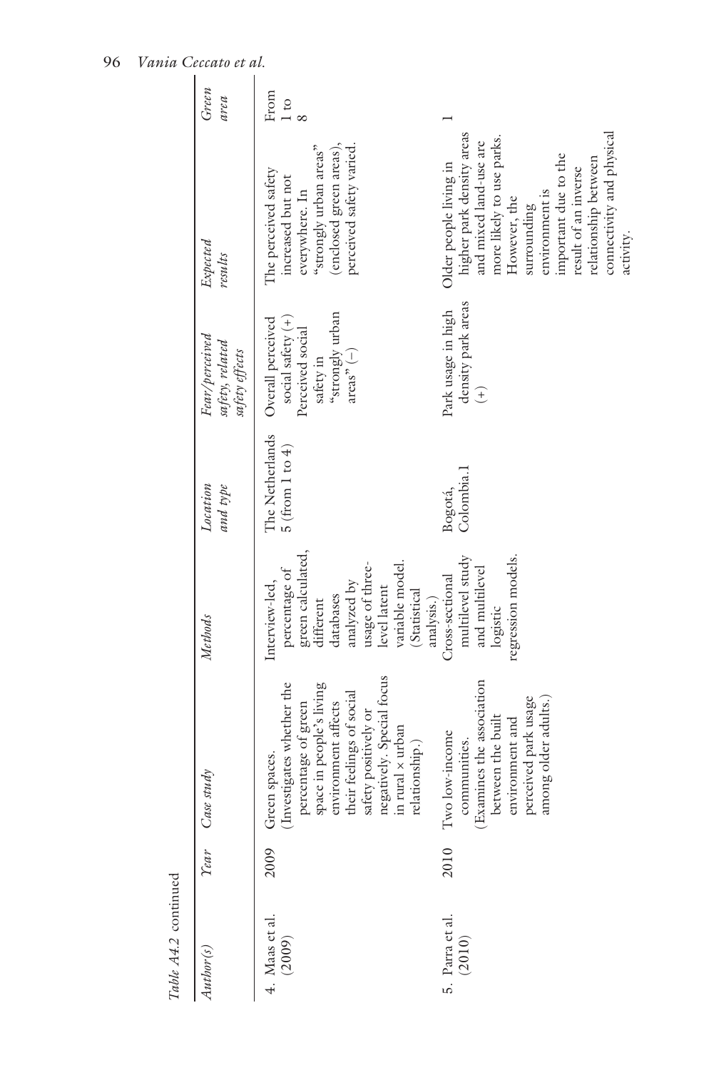*Table A4.2* continued

| *Author(s)* | *Year* | *Case study* | *Methods* | *Location and type* | *Fear/perceived safety, related safety effects* | *Expected results* | *Green area* |
|---|---|---|---|---|---|---|---|
| 4. Maas et al. (2009) | 2009 | Green spaces. (Investigates whether the percentage of green space in people's living environment affects their feelings of social safety positively or negatively. Special focus in rural × urban relationship.) | Interview-led, percentage of green calculated, different databases analyzed by usage of three-level latent variable model. (Statistical analysis.) | The Netherlands 5 (from 1 to 4) | Overall perceived social safety (+) Perceived social safety in "strongly urban areas" (−) | The perceived safety increased but not everywhere. In "strongly urban areas" (enclosed green areas), perceived safety varied. | From 1 to 8 |
| 5. Parra et al. (2010) | 2010 | Two low-income communities. (Examines the association between the built environment and perceived park usage among older adults.) | Cross-sectional multilevel study and multilevel logistic regression models. | Bogotá, Colombia.1 | Park usage in high density park areas (+) | Older people living in higher park density areas and mixed land-use are more likely to use parks. However, the surrounding environment is important due to the result of an inverse relationship between connectivity and physical activity. | 1 |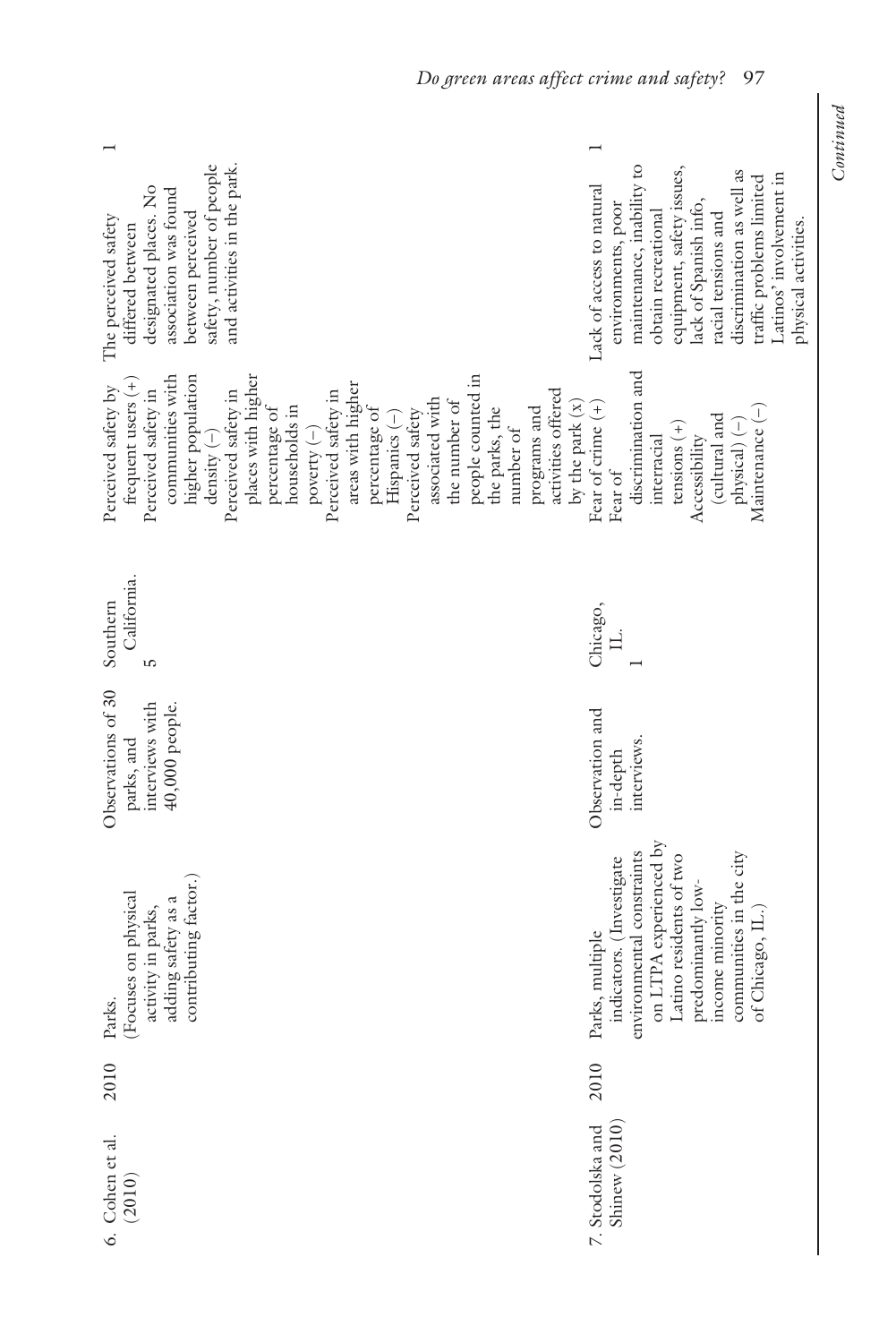| | | | | | | | |
|---|---|---|---|---|---|---|---|
| 6. Cohen et al. (2010) | 2010 | Parks. (Focuses on physical activity in parks, adding safety as a contributing factor.) | Observations of 30 parks, and interviews with 40,000 people. | Southern California. 5 | Perceived safety by frequent users (+) Perceived safety in communities with higher population density (–) Perceived safety in places with higher percentage of households in poverty (–) Perceived safety in areas with higher percentage of Hispanics (–) Perceived safety associated with the number of people counted in the parks, the number of programs and activities offered by the park (x) | The perceived safety differed between designated places. No association was found between perceived safety, number of people and activities in the park. | 1 |
| 7. Stodolska and Shinew (2010) | 2010 | Parks, multiple indicators. (Investigate environmental constraints on LTPA experienced by Latino residents of two predominantly low-income minority communities in the city of Chicago, IL.) | Observation and in-depth interviews. | Chicago, IL. 1 | Fear of crime (+) Fear of discrimination and interracial tensions (+) Accessibility (cultural and physical) (–) Maintenance (–) | Lack of access to natural environments, poor maintenance, inability to obtain recreational equipment, safety issues, lack of Spanish info, racial tensions and discrimination as well as traffic problems limited Latinos' involvement in physical activities. | 1 |

*Continued*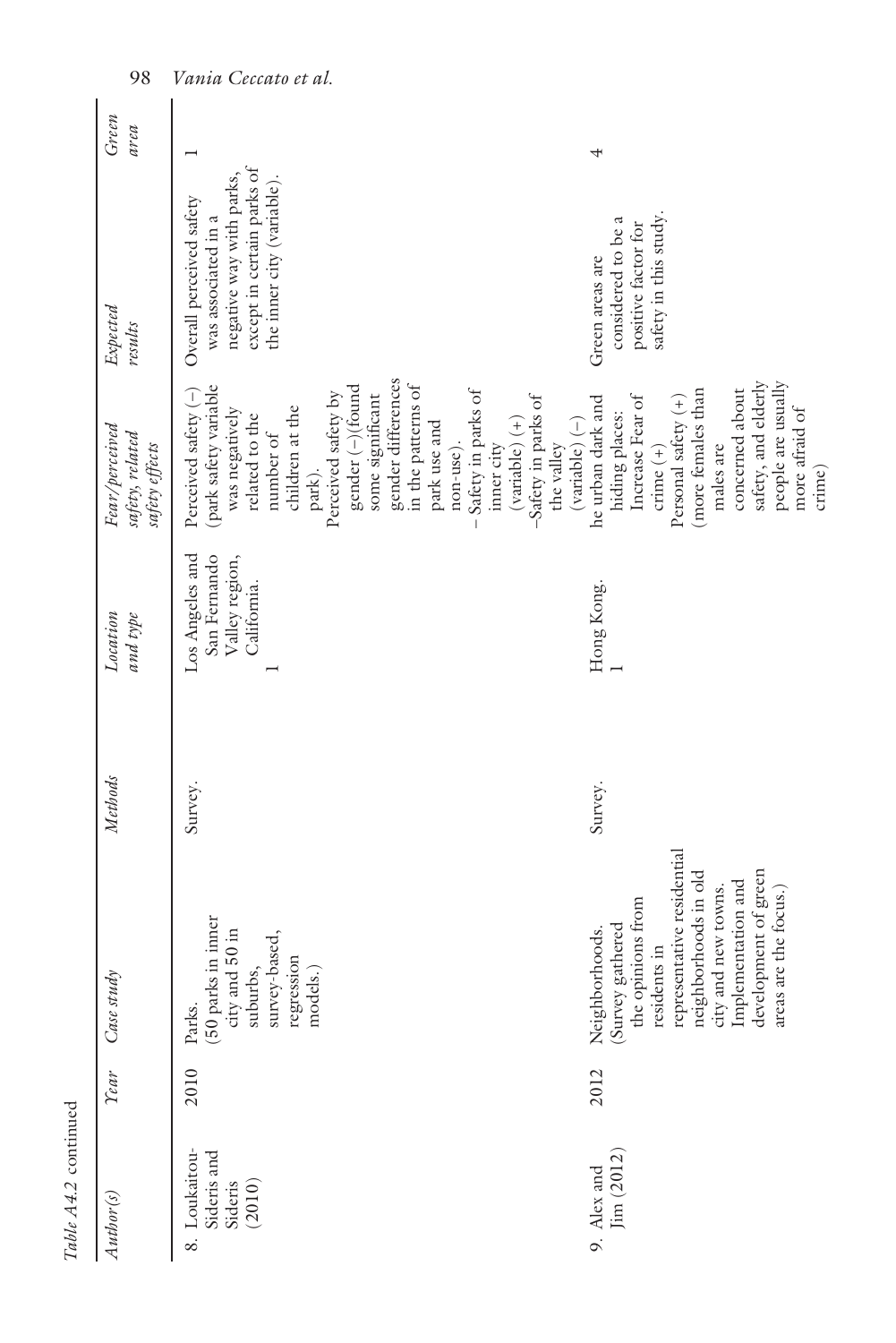Table A4.2 continued

| Author(s) | Year | Case study | Methods | Location and type | Fear/perceived safety, related safety effects | Expected results | Green area |
|---|---|---|---|---|---|---|---|
| 8. Loukaitou-Sideris and Sideris (2010) | 2010 | Parks. (50 parks in inner city and 50 in suburbs, survey-based, regression models.) | Survey. | Los Angeles and San Fernando Valley region, California. 1 | Perceived safety (–) (park safety variable was negatively related to the number of children at the park). Perceived safety by gender (–)(found some significant gender differences in the patterns of park use and non-use). – Safety in parks of inner city (variable) (+) –Safety in parks of the valley (variable) (–) | Overall perceived safety was associated in a negative way with parks, except in certain parks of the inner city (variable). | 1 |
| 9. Alex and Jim (2012) | 2012 | Neighborhoods. (Survey gathered the opinions from residents in representative residential neighborhoods in old city and new towns. Implementation and development of green areas are the focus.) | Survey. | Hong Kong. 1 | he urban dark and hiding places: Increase Fear of crime (+) Personal safety (+) (more females than males are concerned about safety, and elderly people are usually more afraid of crime) | Green areas are considered to be a positive factor for safety in this study. | 4 |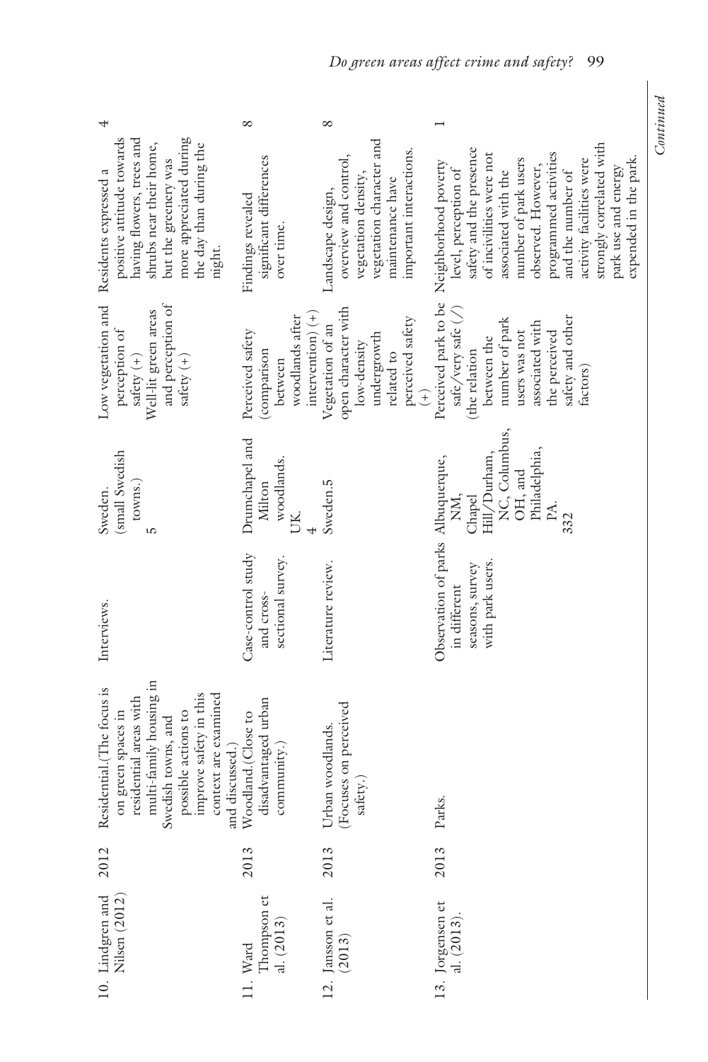| | | | | | | | |
|---|---|---|---|---|---|---|---|
| 10. Lindgren and Nilsen (2012) | 2012 | Residential.(The focus is on green spaces in residential areas with multi-family housing in Swedish towns, and possible actions to improve safety in this context are examined and discussed.) | Interviews. | Sweden. (small Swedish towns.) 5 | Low vegetation and perception of safety (+) Well-lit green areas and perception of safety (+) | Residents expressed a positive attitude towards having flowers, trees and shrubs near their home, but the greenery was more appreciated during the day than during the night. | 4 |
| 11. Ward Thompson et al. (2013) | 2013 | Woodland.(Close to disadvantaged urban community.) | Case-control study and cross-sectional survey. | Drumchapel and Milton woodlands. UK. 4 | Perceived safety (comparison between woodlands after intervention) (+) | Findings revealed significant differences over time. | 8 |
| 12. Jansson et al. (2013) | 2013 | Urban woodlands. (Focuses on perceived safety.) | Literature review. | Sweden.5 | Vegetation of an open character with low-density undergrowth related to perceived safety (+) | Landscape design, overview and control, vegetation density, vegetation character and maintenance have important interactions. | 8 |
| 13. Jorgensen et al. (2013). | 2013 | Parks. | Observation of parks in different seasons, survey with park users. | Albuquerque, NM, Chapel Hill/Durham, NC, Columbus, OH, and Philadelphia, PA. 332 | Perceived park to be safe/very safe (/) (the relation between the number of park users was not associated with the perceived safety and other factors) | Neighborhood poverty level, perception of safety and the presence of incivilities were not associated with the number of park users observed. However, programmed activities and the number of activity facilities were strongly correlated with park use and energy expended in the park. | 1 |

*Continued*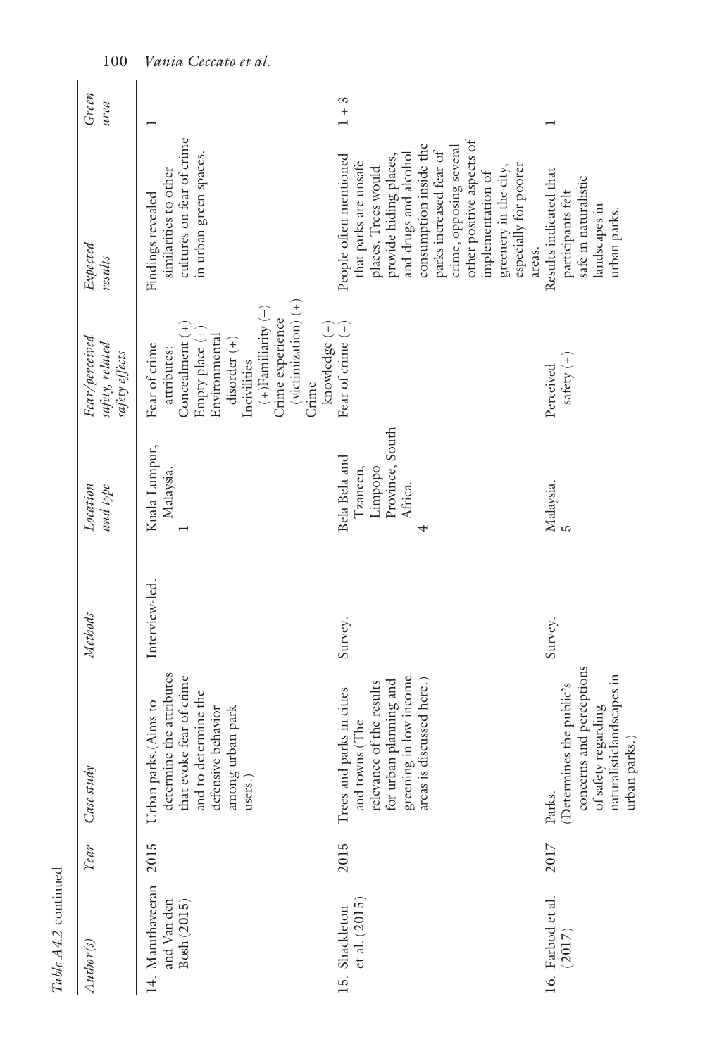Table A4.2 continued

| Author(s) | Year | Case study | Methods | Location and type | Fear/perceived safety, related safety effects | Expected results | Green area |
|---|---|---|---|---|---|---|---|
| 14. Maruthaveeran and Van den Bosh (2015) | 2015 | Urban parks.(Aims to determine the attributes that evoke fear of crime and to determine the defensive behavior among urban park users.) | Interview-led. | Kuala Lumpur, Malaysia. 1 | Fear of crime attributes: Concealment (+) Empty place (+) Environmental disorder (+) Incivilities (+)Familiarity (−) Crime experience (victimization) (+) Crime knowledge (+) | Findings revealed similarities to other cultures on fear of crime in urban green spaces. | 1 |
| 15. Shackleton et al. (2015) | 2015 | Trees and parks in cities and towns.(The relevance of the results for urban planning and greening in low income areas is discussed here.) | Survey. | Bela Bela and Tzaneen, Limpopo Province, South Africa. 4 | Fear of crime (+) | People often mentioned that parks are unsafe places. Trees would provide hiding places, and drugs and alcohol consumption inside the parks increased fear of crime, opposing several other positive aspects of implementation of greenery in the city, especially for poorer areas. | 1 + 3 |
| 16. Farbod et al. (2017) | 2017 | Parks. (Determines the public's concerns and perceptions of safety regarding naturalisticlandscapes in urban parks.) | Survey. | Malaysia. 5 | Perceived safety (+) | Results indicated that participants felt safe in naturalistic landscapes in urban parks. | 1 |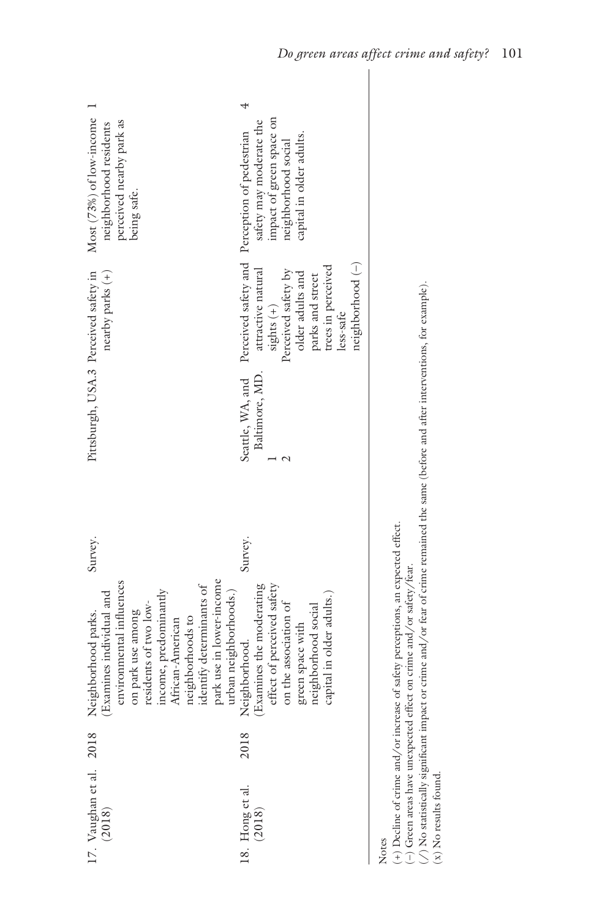| | | | | | | | |
|---|---|---|---|---|---|---|---|
| 17. Vaughan et al. (2018) | 2018 | Neighborhood parks. (Examines individual and environmental influences on park use among residents of two low-income, predominantly African-American neighborhoods to identify determinants of park use in lower-income urban neighborhoods.) | Survey. | Pittsburgh, USA.3 | Perceived safety in nearby parks (+) | Most (73%) of low-income neighborhood residents perceived nearby park as being safe. | 1 |
| 18. Hong et al. (2018) | 2018 | Neighborhood. (Examines the moderating effect of perceived safety on the association of green space with neighborhood social capital in older adults.) | Survey. | Seattle, WA, and Baltimore, MD. 1 2 | Perceived safety and attractive natural sights (+) Perceived safety by older adults and parks and street trees in perceived less-safe neighborhood (–) | Perception of pedestrian safety may moderate the impact of green space on neighborhood social capital in older adults. | 4 |

Notes

(+) Decline of crime and/or increase of safety perceptions, an expected effect.

(–) Green areas have unexpected effect on crime and/or safety/fear.

(/) No statistically significant impact or crime and/or fear of crime remained the same (before and after interventions, for example).

(x) No results found.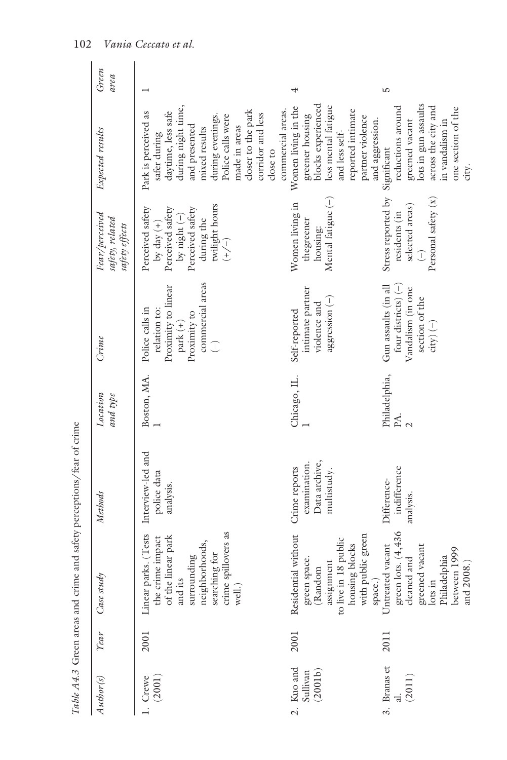Table A4.3 Green areas and crime and safety perceptions/fear of crime

| Author(s) | Year | Case study | Methods | Location and type | Crime | Fear/perceived safety, related safety effects | Expected results | Green area |
|---|---|---|---|---|---|---|---|---|
| 1. Crewe (2001) | 2001 | Linear parks. (Tests the crime impact of the linear park and its surrounding neighborhoods, searching for crime spillovers as well.) | Interview-led and police data analysis. | Boston, MA. 1 | Police calls in relation to: Proximity to linear park (+) Proximity to commercial areas (−) | Perceived safety by day (+) Perceived safety by night (−) Perceived safety during the twilight hours (+/−) | Park is perceived as safer during daytime, less safe during night time, and presented mixed results during evenings. Police calls were made in areas closer to the park corridor and less close to commercial areas. | 1 |
| 2. Kuo and Sullivan (2001b) | 2001 | Residential without green space. (Random assignment to live in 18 public housing blocks with public green space.) | Crime reports examination. Data archive, multistudy. | Chicago, IL. 1 | Self-reported intimate partner violence and aggression (−) | Women living in thegreener housing: Mental fatigue (−) | Women living in the greener housing blocks experienced less mental fatigue and less self-reported intimate partner violence and aggression. | 4 |
| 3. Branas et al. (2011) | 2011 | Untreated vacant green lots. (4,436 cleaned and greened vacant lots in Philadelphia between 1999 and 2008.) | Difference-indifference analysis. | Philadelphia, PA. 2 | Gun assaults (in all four districts) (−) Vandalism (in one section of the city) (−) | Stress reported by residents (in selected areas) (−) Personal safety (x) | Significant reductions around greened vacant lots in gun assaults across the city and in vandalism in one section of the city. | 5 |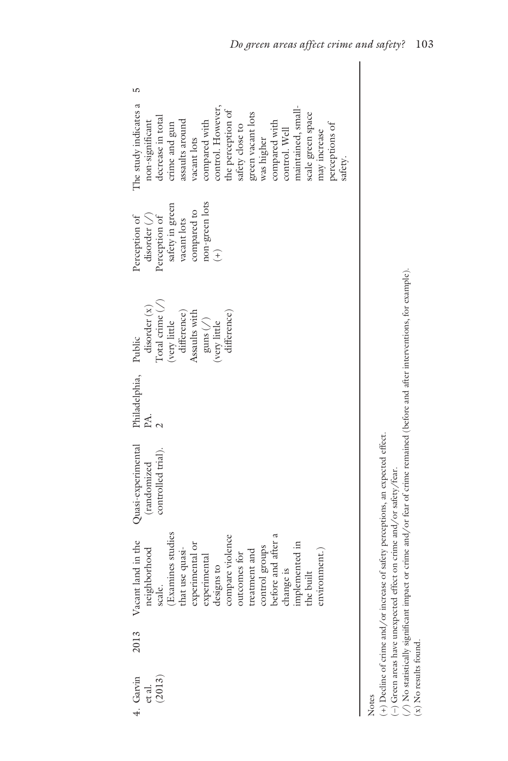| | | | | | | | | |
|---|---|---|---|---|---|---|---|---|
| 4. Garvin et al. (2013) | 2013 | Vacant land in the neighborhood scale. (Examines studies that use quasi-experimental or experimental designs to compare violence outcomes for treatment and control groups before and after a change is implemented in the built environment.) | Quasi-experimental (randomized controlled trial). | Philadelphia, PA. 2 | Public disorder (x) Total crime (/) (very little difference) Assaults with guns (/) (very little difference) | Perception of disorder (/) Perception of safety in green vacant lots compared to non-green lots (+) | The study indicates a non-significant decrease in total crime and gun assaults around vacant lots compared with control. However, the perception of safety close to green vacant lots was higher compared with control. Well maintained, small-scale green space may increase perceptions of safety. | 5 |

Notes

(+) Decline of crime and/or increase of safety perceptions, an expected effect.

(−) Green areas have unexpected effect on crime and/or safety/fear.

(/) No statistically significant impact or crime and/or fear of crime remained (before and after interventions, for example).

(x) No results found.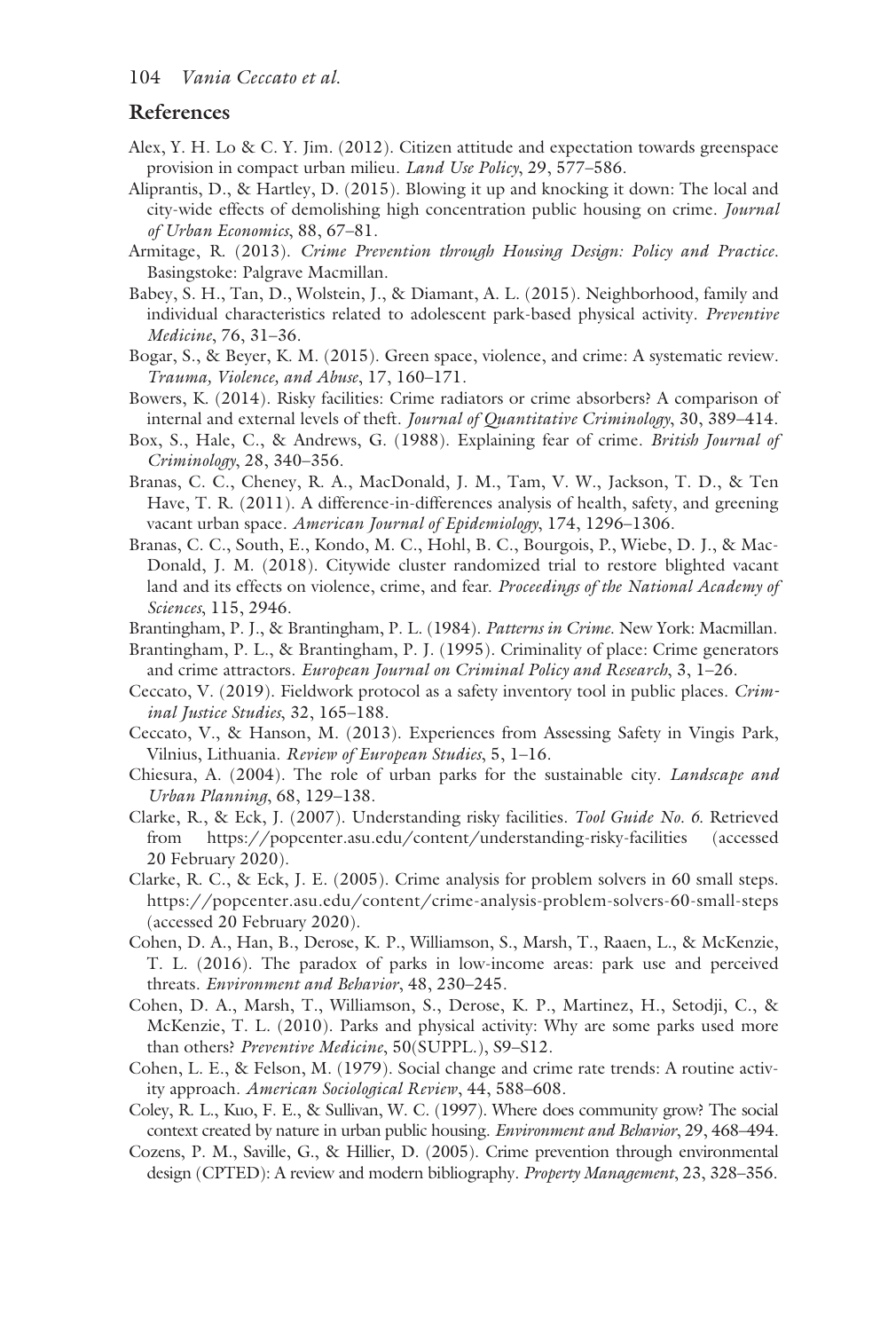## References

Alex, Y. H. Lo & C. Y. Jim. (2012). Citizen attitude and expectation towards greenspace provision in compact urban milieu. *Land Use Policy*, 29, 577–586.

Aliprantis, D., & Hartley, D. (2015). Blowing it up and knocking it down: The local and city-wide effects of demolishing high concentration public housing on crime. *Journal of Urban Economics*, 88, 67–81.

Armitage, R. (2013). *Crime Prevention through Housing Design: Policy and Practice*. Basingstoke: Palgrave Macmillan.

Babey, S. H., Tan, D., Wolstein, J., & Diamant, A. L. (2015). Neighborhood, family and individual characteristics related to adolescent park-based physical activity. *Preventive Medicine*, 76, 31–36.

Bogar, S., & Beyer, K. M. (2015). Green space, violence, and crime: A systematic review. *Trauma, Violence, and Abuse*, 17, 160–171.

Bowers, K. (2014). Risky facilities: Crime radiators or crime absorbers? A comparison of internal and external levels of theft. *Journal of Quantitative Criminology*, 30, 389–414.

Box, S., Hale, C., & Andrews, G. (1988). Explaining fear of crime. *British Journal of Criminology*, 28, 340–356.

Branas, C. C., Cheney, R. A., MacDonald, J. M., Tam, V. W., Jackson, T. D., & Ten Have, T. R. (2011). A difference-in-differences analysis of health, safety, and greening vacant urban space. *American Journal of Epidemiology*, 174, 1296–1306.

Branas, C. C., South, E., Kondo, M. C., Hohl, B. C., Bourgois, P., Wiebe, D. J., & MacDonald, J. M. (2018). Citywide cluster randomized trial to restore blighted vacant land and its effects on violence, crime, and fear. *Proceedings of the National Academy of Sciences*, 115, 2946.

Brantingham, P. J., & Brantingham, P. L. (1984). *Patterns in Crime*. New York: Macmillan.

Brantingham, P. L., & Brantingham, P. J. (1995). Criminality of place: Crime generators and crime attractors. *European Journal on Criminal Policy and Research*, 3, 1–26.

Ceccato, V. (2019). Fieldwork protocol as a safety inventory tool in public places. *Criminal Justice Studies*, 32, 165–188.

Ceccato, V., & Hanson, M. (2013). Experiences from Assessing Safety in Vingis Park, Vilnius, Lithuania. *Review of European Studies*, 5, 1–16.

Chiesura, A. (2004). The role of urban parks for the sustainable city. *Landscape and Urban Planning*, 68, 129–138.

Clarke, R., & Eck, J. (2007). Understanding risky facilities. *Tool Guide No. 6*. Retrieved from https://popcenter.asu.edu/content/understanding-risky-facilities (accessed 20 February 2020).

Clarke, R. C., & Eck, J. E. (2005). Crime analysis for problem solvers in 60 small steps. https://popcenter.asu.edu/content/crime-analysis-problem-solvers-60-small-steps (accessed 20 February 2020).

Cohen, D. A., Han, B., Derose, K. P., Williamson, S., Marsh, T., Raaen, L., & McKenzie, T. L. (2016). The paradox of parks in low-income areas: park use and perceived threats. *Environment and Behavior*, 48, 230–245.

Cohen, D. A., Marsh, T., Williamson, S., Derose, K. P., Martinez, H., Setodji, C., & McKenzie, T. L. (2010). Parks and physical activity: Why are some parks used more than others? *Preventive Medicine*, 50(SUPPL.), S9–S12.

Cohen, L. E., & Felson, M. (1979). Social change and crime rate trends: A routine activity approach. *American Sociological Review*, 44, 588–608.

Coley, R. L., Kuo, F. E., & Sullivan, W. C. (1997). Where does community grow? The social context created by nature in urban public housing. *Environment and Behavior*, 29, 468–494.

Cozens, P. M., Saville, G., & Hillier, D. (2005). Crime prevention through environmental design (CPTED): A review and modern bibliography. *Property Management*, 23, 328–356.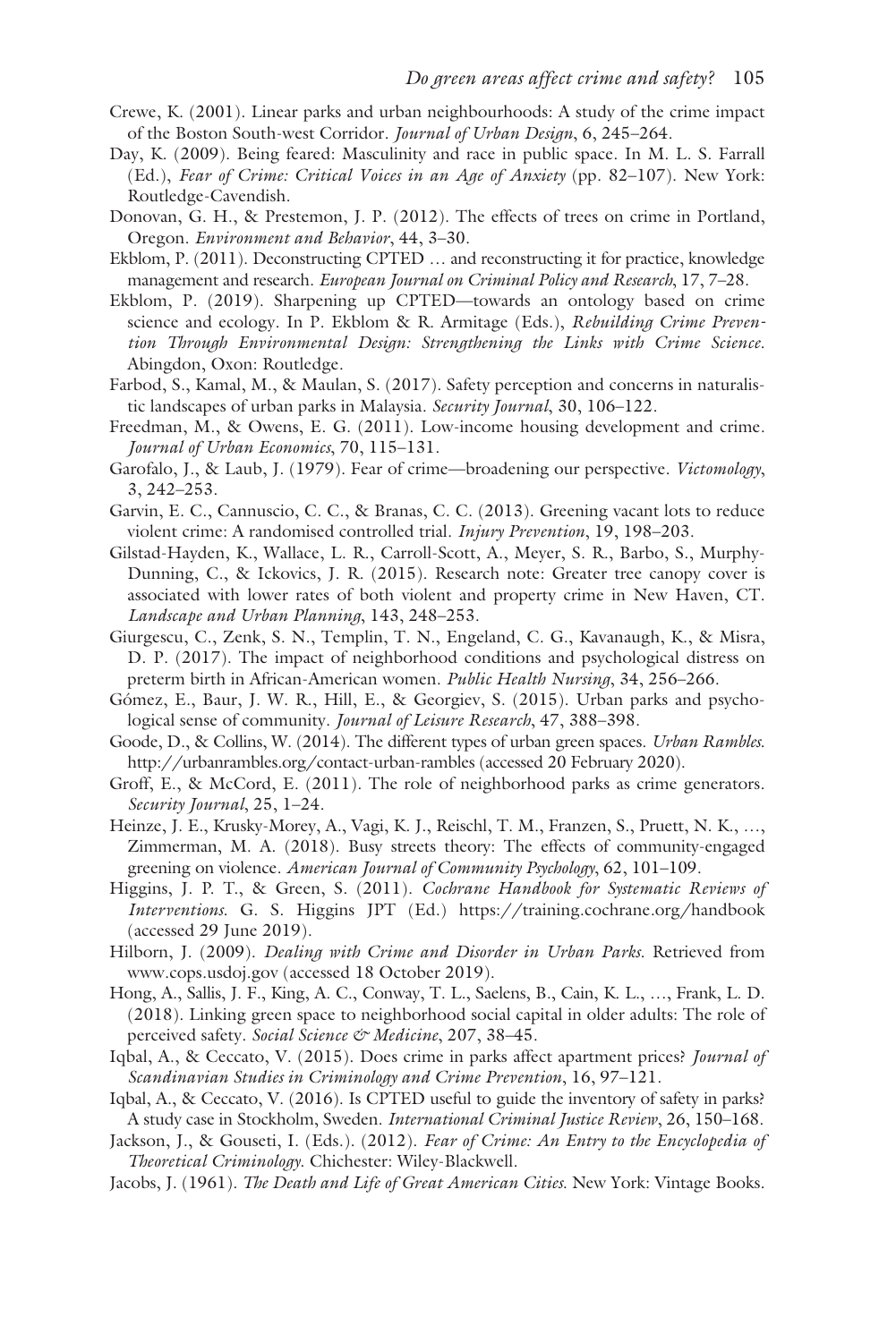Crewe, K. (2001). Linear parks and urban neighbourhoods: A study of the crime impact of the Boston South-west Corridor. *Journal of Urban Design*, 6, 245–264.

Day, K. (2009). Being feared: Masculinity and race in public space. In M. L. S. Farrall (Ed.), *Fear of Crime: Critical Voices in an Age of Anxiety* (pp. 82–107). New York: Routledge-Cavendish.

Donovan, G. H., & Prestemon, J. P. (2012). The effects of trees on crime in Portland, Oregon. *Environment and Behavior*, 44, 3–30.

Ekblom, P. (2011). Deconstructing CPTED … and reconstructing it for practice, knowledge management and research. *European Journal on Criminal Policy and Research*, 17, 7–28.

Ekblom, P. (2019). Sharpening up CPTED—towards an ontology based on crime science and ecology. In P. Ekblom & R. Armitage (Eds.), *Rebuilding Crime Prevention Through Environmental Design: Strengthening the Links with Crime Science.* Abingdon, Oxon: Routledge.

Farbod, S., Kamal, M., & Maulan, S. (2017). Safety perception and concerns in naturalistic landscapes of urban parks in Malaysia. *Security Journal*, 30, 106–122.

Freedman, M., & Owens, E. G. (2011). Low-income housing development and crime. *Journal of Urban Economics*, 70, 115–131.

Garofalo, J., & Laub, J. (1979). Fear of crime—broadening our perspective. *Victomology*, 3, 242–253.

Garvin, E. C., Cannuscio, C. C., & Branas, C. C. (2013). Greening vacant lots to reduce violent crime: A randomised controlled trial. *Injury Prevention*, 19, 198–203.

Gilstad-Hayden, K., Wallace, L. R., Carroll-Scott, A., Meyer, S. R., Barbo, S., Murphy-Dunning, C., & Ickovics, J. R. (2015). Research note: Greater tree canopy cover is associated with lower rates of both violent and property crime in New Haven, CT. *Landscape and Urban Planning*, 143, 248–253.

Giurgescu, C., Zenk, S. N., Templin, T. N., Engeland, C. G., Kavanaugh, K., & Misra, D. P. (2017). The impact of neighborhood conditions and psychological distress on preterm birth in African-American women. *Public Health Nursing*, 34, 256–266.

Gómez, E., Baur, J. W. R., Hill, E., & Georgiev, S. (2015). Urban parks and psychological sense of community. *Journal of Leisure Research*, 47, 388–398.

Goode, D., & Collins, W. (2014). The different types of urban green spaces. *Urban Rambles.* http://urbanrambles.org/contact-urban-rambles (accessed 20 February 2020).

Groff, E., & McCord, E. (2011). The role of neighborhood parks as crime generators. *Security Journal*, 25, 1–24.

Heinze, J. E., Krusky-Morey, A., Vagi, K. J., Reischl, T. M., Franzen, S., Pruett, N. K., …, Zimmerman, M. A. (2018). Busy streets theory: The effects of community-engaged greening on violence. *American Journal of Community Psychology*, 62, 101–109.

Higgins, J. P. T., & Green, S. (2011). *Cochrane Handbook for Systematic Reviews of Interventions.* G. S. Higgins JPT (Ed.) https://training.cochrane.org/handbook (accessed 29 June 2019).

Hilborn, J. (2009). *Dealing with Crime and Disorder in Urban Parks.* Retrieved from www.cops.usdoj.gov (accessed 18 October 2019).

Hong, A., Sallis, J. F., King, A. C., Conway, T. L., Saelens, B., Cain, K. L., …, Frank, L. D. (2018). Linking green space to neighborhood social capital in older adults: The role of perceived safety. *Social Science & Medicine*, 207, 38–45.

Iqbal, A., & Ceccato, V. (2015). Does crime in parks affect apartment prices? *Journal of Scandinavian Studies in Criminology and Crime Prevention*, 16, 97–121.

Iqbal, A., & Ceccato, V. (2016). Is CPTED useful to guide the inventory of safety in parks? A study case in Stockholm, Sweden. *International Criminal Justice Review*, 26, 150–168.

Jackson, J., & Gouseti, I. (Eds.). (2012). *Fear of Crime: An Entry to the Encyclopedia of Theoretical Criminology.* Chichester: Wiley-Blackwell.

Jacobs, J. (1961). *The Death and Life of Great American Cities.* New York: Vintage Books.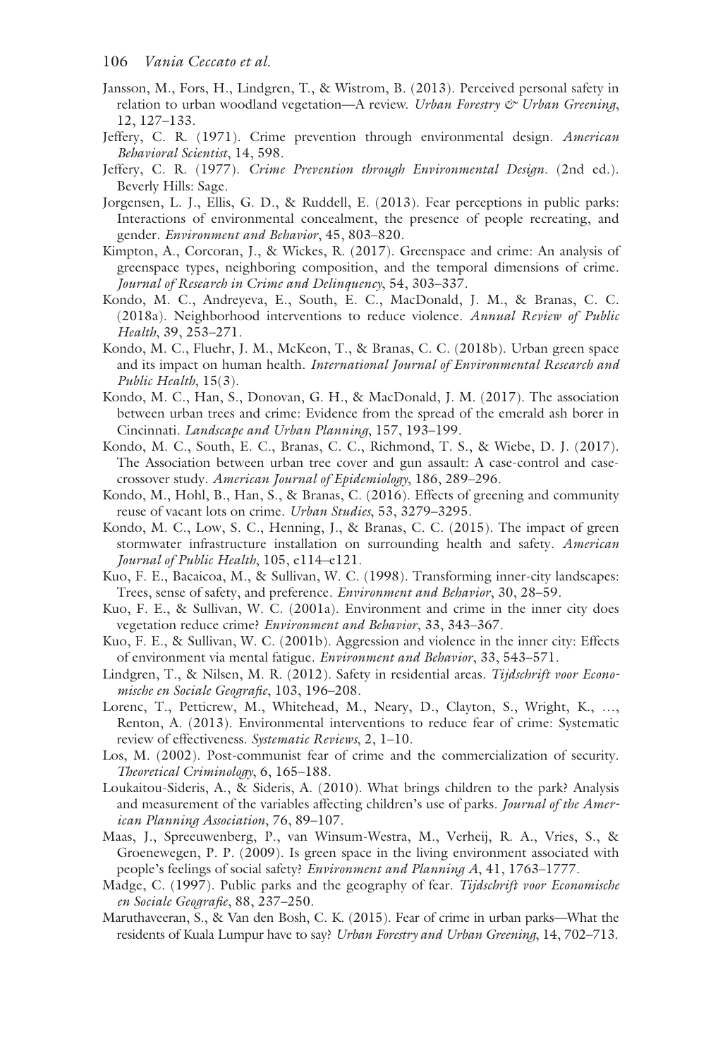Jansson, M., Fors, H., Lindgren, T., & Wistrom, B. (2013). Perceived personal safety in relation to urban woodland vegetation—A review. *Urban Forestry & Urban Greening*, 12, 127–133.

Jeffery, C. R. (1971). Crime prevention through environmental design. *American Behavioral Scientist*, 14, 598.

Jeffery, C. R. (1977). *Crime Prevention through Environmental Design*. (2nd ed.). Beverly Hills: Sage.

Jorgensen, L. J., Ellis, G. D., & Ruddell, E. (2013). Fear perceptions in public parks: Interactions of environmental concealment, the presence of people recreating, and gender. *Environment and Behavior*, 45, 803–820.

Kimpton, A., Corcoran, J., & Wickes, R. (2017). Greenspace and crime: An analysis of greenspace types, neighboring composition, and the temporal dimensions of crime. *Journal of Research in Crime and Delinquency*, 54, 303–337.

Kondo, M. C., Andreyeva, E., South, E. C., MacDonald, J. M., & Branas, C. C. (2018a). Neighborhood interventions to reduce violence. *Annual Review of Public Health*, 39, 253–271.

Kondo, M. C., Fluehr, J. M., McKeon, T., & Branas, C. C. (2018b). Urban green space and its impact on human health. *International Journal of Environmental Research and Public Health*, 15(3).

Kondo, M. C., Han, S., Donovan, G. H., & MacDonald, J. M. (2017). The association between urban trees and crime: Evidence from the spread of the emerald ash borer in Cincinnati. *Landscape and Urban Planning*, 157, 193–199.

Kondo, M. C., South, E. C., Branas, C. C., Richmond, T. S., & Wiebe, D. J. (2017). The Association between urban tree cover and gun assault: A case-control and case-crossover study. *American Journal of Epidemiology*, 186, 289–296.

Kondo, M., Hohl, B., Han, S., & Branas, C. (2016). Effects of greening and community reuse of vacant lots on crime. *Urban Studies*, 53, 3279–3295.

Kondo, M. C., Low, S. C., Henning, J., & Branas, C. C. (2015). The impact of green stormwater infrastructure installation on surrounding health and safety. *American Journal of Public Health*, 105, e114–e121.

Kuo, F. E., Bacaicoa, M., & Sullivan, W. C. (1998). Transforming inner-city landscapes: Trees, sense of safety, and preference. *Environment and Behavior*, 30, 28–59.

Kuo, F. E., & Sullivan, W. C. (2001a). Environment and crime in the inner city does vegetation reduce crime? *Environment and Behavior*, 33, 343–367.

Kuo, F. E., & Sullivan, W. C. (2001b). Aggression and violence in the inner city: Effects of environment via mental fatigue. *Environment and Behavior*, 33, 543–571.

Lindgren, T., & Nilsen, M. R. (2012). Safety in residential areas. *Tijdschrift voor Economische en Sociale Geografie*, 103, 196–208.

Lorenc, T., Petticrew, M., Whitehead, M., Neary, D., Clayton, S., Wright, K., …, Renton, A. (2013). Environmental interventions to reduce fear of crime: Systematic review of effectiveness. *Systematic Reviews*, 2, 1–10.

Los, M. (2002). Post-communist fear of crime and the commercialization of security. *Theoretical Criminology*, 6, 165–188.

Loukaitou-Sideris, A., & Sideris, A. (2010). What brings children to the park? Analysis and measurement of the variables affecting children's use of parks. *Journal of the American Planning Association*, 76, 89–107.

Maas, J., Spreeuwenberg, P., van Winsum-Westra, M., Verheij, R. A., Vries, S., & Groenewegen, P. P. (2009). Is green space in the living environment associated with people's feelings of social safety? *Environment and Planning A*, 41, 1763–1777.

Madge, C. (1997). Public parks and the geography of fear. *Tijdschrift voor Economische en Sociale Geografie*, 88, 237–250.

Maruthaveeran, S., & Van den Bosh, C. K. (2015). Fear of crime in urban parks—What the residents of Kuala Lumpur have to say? *Urban Forestry and Urban Greening*, 14, 702–713.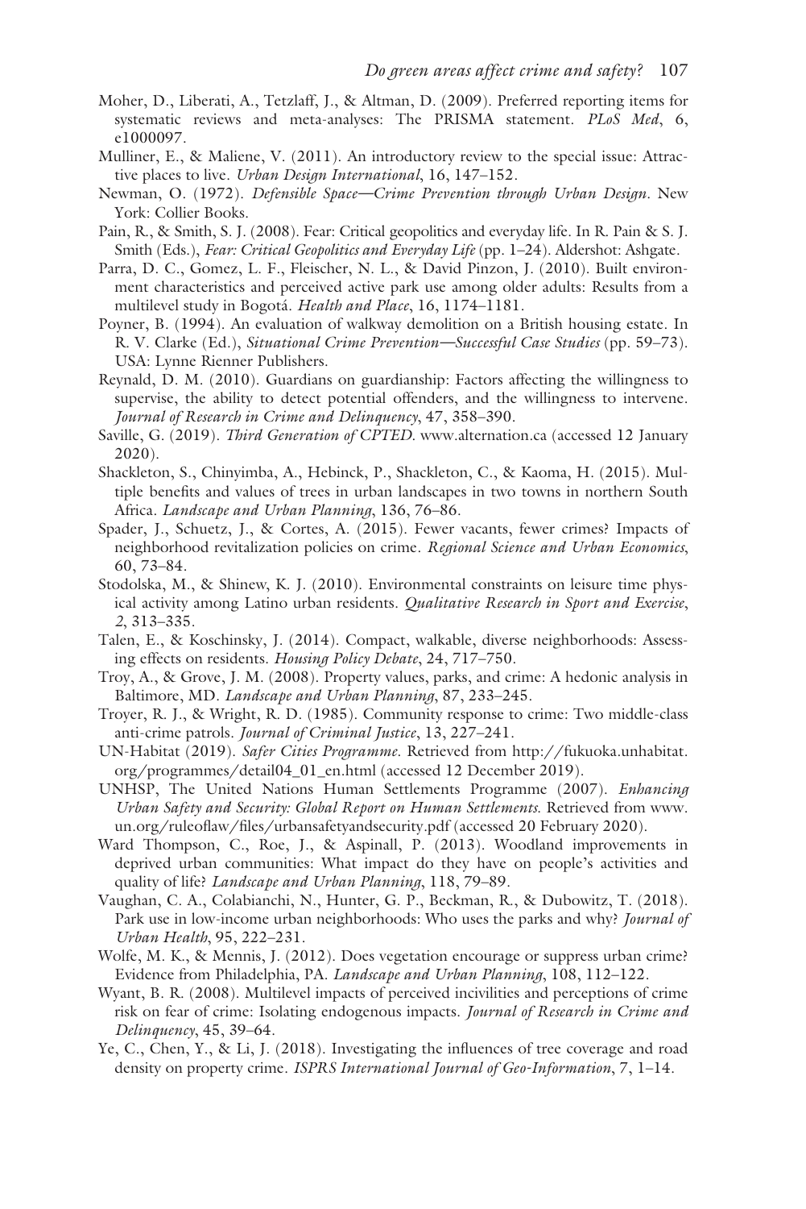Moher, D., Liberati, A., Tetzlaff, J., & Altman, D. (2009). Preferred reporting items for systematic reviews and meta-analyses: The PRISMA statement. *PLoS Med*, 6, e1000097.

Mulliner, E., & Maliene, V. (2011). An introductory review to the special issue: Attractive places to live. *Urban Design International*, 16, 147–152.

Newman, O. (1972). *Defensible Space—Crime Prevention through Urban Design*. New York: Collier Books.

Pain, R., & Smith, S. J. (2008). Fear: Critical geopolitics and everyday life. In R. Pain & S. J. Smith (Eds.), *Fear: Critical Geopolitics and Everyday Life* (pp. 1–24). Aldershot: Ashgate.

Parra, D. C., Gomez, L. F., Fleischer, N. L., & David Pinzon, J. (2010). Built environment characteristics and perceived active park use among older adults: Results from a multilevel study in Bogotá. *Health and Place*, 16, 1174–1181.

Poyner, B. (1994). An evaluation of walkway demolition on a British housing estate. In R. V. Clarke (Ed.), *Situational Crime Prevention—Successful Case Studies* (pp. 59–73). USA: Lynne Rienner Publishers.

Reynald, D. M. (2010). Guardians on guardianship: Factors affecting the willingness to supervise, the ability to detect potential offenders, and the willingness to intervene. *Journal of Research in Crime and Delinquency*, 47, 358–390.

Saville, G. (2019). *Third Generation of CPTED*. www.alternation.ca (accessed 12 January 2020).

Shackleton, S., Chinyimba, A., Hebinck, P., Shackleton, C., & Kaoma, H. (2015). Multiple benefits and values of trees in urban landscapes in two towns in northern South Africa. *Landscape and Urban Planning*, 136, 76–86.

Spader, J., Schuetz, J., & Cortes, A. (2015). Fewer vacants, fewer crimes? Impacts of neighborhood revitalization policies on crime. *Regional Science and Urban Economics*, 60, 73–84.

Stodolska, M., & Shinew, K. J. (2010). Environmental constraints on leisure time physical activity among Latino urban residents. *Qualitative Research in Sport and Exercise*, *2*, 313–335.

Talen, E., & Koschinsky, J. (2014). Compact, walkable, diverse neighborhoods: Assessing effects on residents. *Housing Policy Debate*, 24, 717–750.

Troy, A., & Grove, J. M. (2008). Property values, parks, and crime: A hedonic analysis in Baltimore, MD. *Landscape and Urban Planning*, 87, 233–245.

Troyer, R. J., & Wright, R. D. (1985). Community response to crime: Two middle-class anti-crime patrols. *Journal of Criminal Justice*, 13, 227–241.

UN-Habitat (2019). *Safer Cities Programme*. Retrieved from http://fukuoka.unhabitat.org/programmes/detail04_01_en.html (accessed 12 December 2019).

UNHSP, The United Nations Human Settlements Programme (2007). *Enhancing Urban Safety and Security: Global Report on Human Settlements*. Retrieved from www.un.org/ruleoflaw/files/urbansafetyandsecurity.pdf (accessed 20 February 2020).

Ward Thompson, C., Roe, J., & Aspinall, P. (2013). Woodland improvements in deprived urban communities: What impact do they have on people's activities and quality of life? *Landscape and Urban Planning*, 118, 79–89.

Vaughan, C. A., Colabianchi, N., Hunter, G. P., Beckman, R., & Dubowitz, T. (2018). Park use in low-income urban neighborhoods: Who uses the parks and why? *Journal of Urban Health*, 95, 222–231.

Wolfe, M. K., & Mennis, J. (2012). Does vegetation encourage or suppress urban crime? Evidence from Philadelphia, PA. *Landscape and Urban Planning*, 108, 112–122.

Wyant, B. R. (2008). Multilevel impacts of perceived incivilities and perceptions of crime risk on fear of crime: Isolating endogenous impacts. *Journal of Research in Crime and Delinquency*, 45, 39–64.

Ye, C., Chen, Y., & Li, J. (2018). Investigating the influences of tree coverage and road density on property crime. *ISPRS International Journal of Geo-Information*, 7, 1–14.